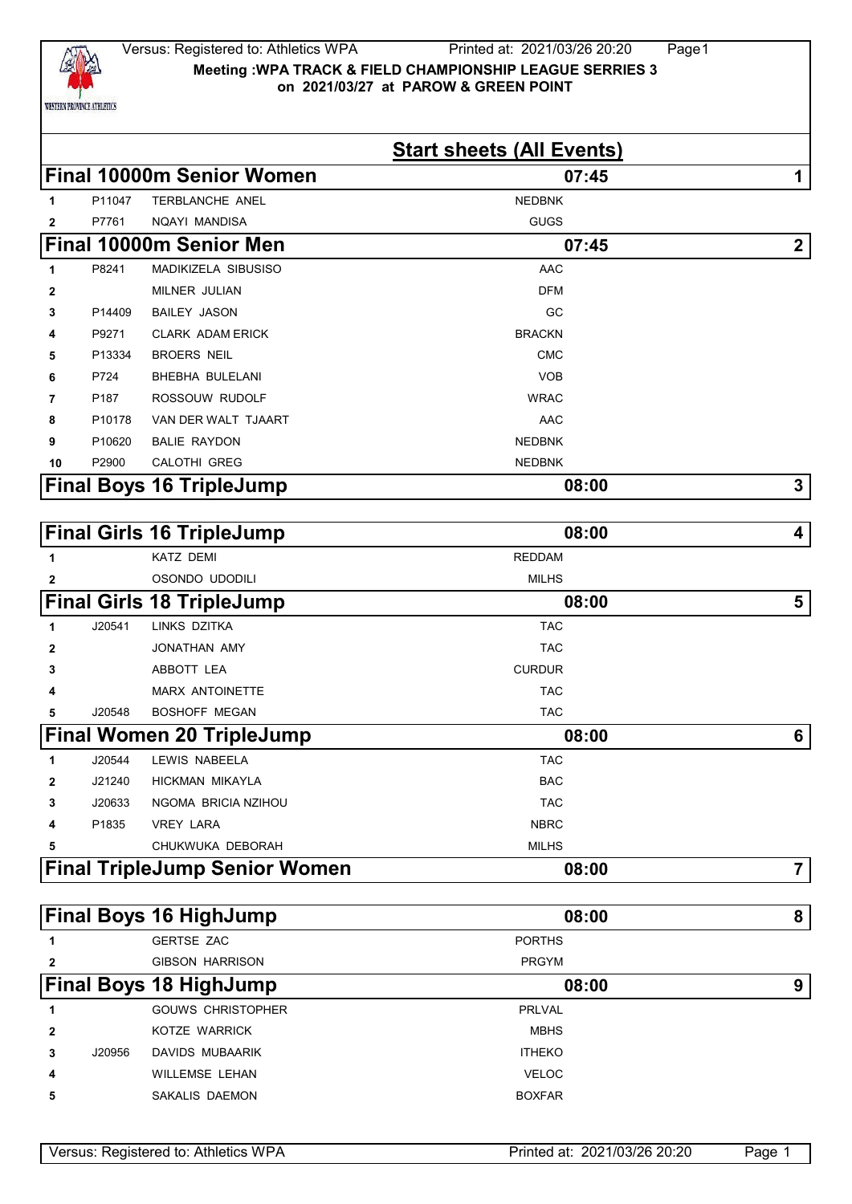Versus: Registered to: Athletics WPA

**Meeting :WPA TRACK & FIELD CHAMPIONSHIP LEAGUE SERRIES 3**
**on 2021/03/27 at PAROW & GREEN POINT**

## Start sheets (All Events)

### Final 10000m Senior Women — 07:45 — 1

| # | Lic | Name | Club |
|---|---|---|---|
| 1 | P11047 | TERBLANCHE ANEL | NEDBNK |
| 2 | P7761 | NQAYI MANDISA | GUGS |

### Final 10000m Senior Men — 07:45 — 2

| # | Lic | Name | Club |
|---|---|---|---|
| 1 | P8241 | MADIKIZELA SIBUSISO | AAC |
| 2 | | MILNER JULIAN | DFM |
| 3 | P14409 | BAILEY JASON | GC |
| 4 | P9271 | CLARK ADAM ERICK | BRACKN |
| 5 | P13334 | BROERS NEIL | CMC |
| 6 | P724 | BHEBHA BULELANI | VOB |
| 7 | P187 | ROSSOUW RUDOLF | WRAC |
| 8 | P10178 | VAN DER WALT TJAART | AAC |
| 9 | P10620 | BALIE RAYDON | NEDBNK |
| 10 | P2900 | CALOTHI GREG | NEDBNK |

### Final Boys 16 TripleJump — 08:00 — 3

### Final Girls 16 TripleJump — 08:00 — 4

| # | Lic | Name | Club |
|---|---|---|---|
| 1 | | KATZ DEMI | REDDAM |
| 2 | | OSONDO UDODILI | MILHS |

### Final Girls 18 TripleJump — 08:00 — 5

| # | Lic | Name | Club |
|---|---|---|---|
| 1 | J20541 | LINKS DZITKA | TAC |
| 2 | | JONATHAN AMY | TAC |
| 3 | | ABBOTT LEA | CURDUR |
| 4 | | MARX ANTOINETTE | TAC |
| 5 | J20548 | BOSHOFF MEGAN | TAC |

### Final Women 20 TripleJump — 08:00 — 6

| # | Lic | Name | Club |
|---|---|---|---|
| 1 | J20544 | LEWIS NABEELA | TAC |
| 2 | J21240 | HICKMAN MIKAYLA | BAC |
| 3 | J20633 | NGOMA BRICIA NZIHOU | TAC |
| 4 | P1835 | VREY LARA | NBRC |
| 5 | | CHUKWUKA DEBORAH | MILHS |

### Final TripleJump Senior Women — 08:00 — 7

### Final Boys 16 HighJump — 08:00 — 8

| # | Lic | Name | Club |
|---|---|---|---|
| 1 | | GERTSE ZAC | PORTHS |
| 2 | | GIBSON HARRISON | PRGYM |

### Final Boys 18 HighJump — 08:00 — 9

| # | Lic | Name | Club |
|---|---|---|---|
| 1 | | GOUWS CHRISTOPHER | PRLVAL |
| 2 | | KOTZE WARRICK | MBHS |
| 3 | J20956 | DAVIDS MUBAARIK | ITHEKO |
| 4 | | WILLEMSE LEHAN | VELOC |
| 5 | | SAKALIS DAEMON | BOXFAR |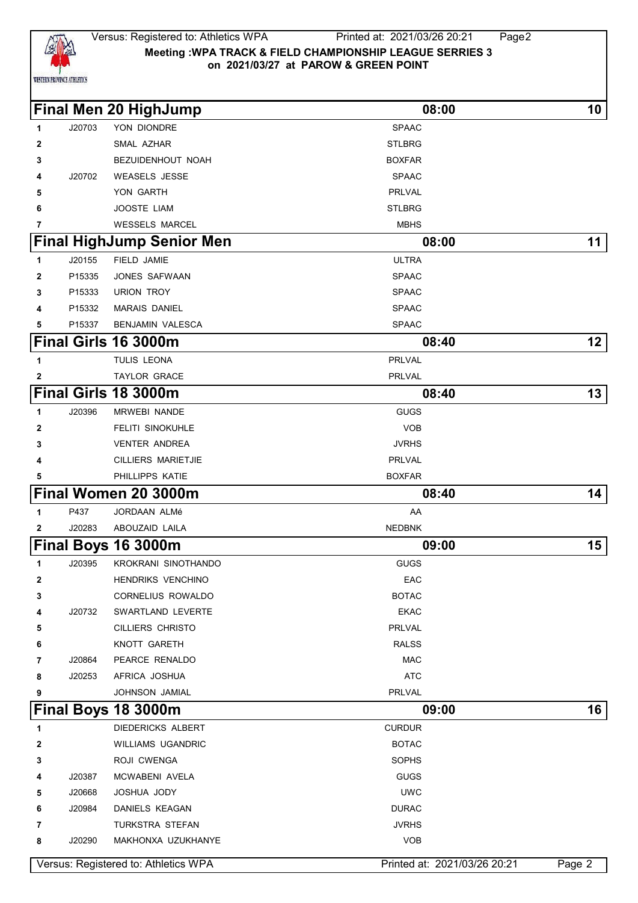## Final Men 20 HighJump — 08:00 — 10

| # | Licence | Name | Club |
|---|---|---|---|
| 1 | J20703 | YON DIONDRE | SPAAC |
| 2 | | SMAL AZHAR | STLBRG |
| 3 | | BEZUIDENHOUT NOAH | BOXFAR |
| 4 | J20702 | WEASELS JESSE | SPAAC |
| 5 | | YON GARTH | PRLVAL |
| 6 | | JOOSTE LIAM | STLBRG |
| 7 | | WESSELS MARCEL | MBHS |

## Final HighJump Senior Men — 08:00 — 11

| # | Licence | Name | Club |
|---|---|---|---|
| 1 | J20155 | FIELD JAMIE | ULTRA |
| 2 | P15335 | JONES SAFWAAN | SPAAC |
| 3 | P15333 | URION TROY | SPAAC |
| 4 | P15332 | MARAIS DANIEL | SPAAC |
| 5 | P15337 | BENJAMIN VALESCA | SPAAC |

## Final Girls 16 3000m — 08:40 — 12

| # | Licence | Name | Club |
|---|---|---|---|
| 1 | | TULIS LEONA | PRLVAL |
| 2 | | TAYLOR GRACE | PRLVAL |

## Final Girls 18 3000m — 08:40 — 13

| # | Licence | Name | Club |
|---|---|---|---|
| 1 | J20396 | MRWEBI NANDE | GUGS |
| 2 | | FELITI SINOKUHLE | VOB |
| 3 | | VENTER ANDREA | JVRHS |
| 4 | | CILLIERS MARIETJIE | PRLVAL |
| 5 | | PHILLIPPS KATIE | BOXFAR |

## Final Women 20 3000m — 08:40 — 14

| # | Licence | Name | Club |
|---|---|---|---|
| 1 | P437 | JORDAAN ALMé | AA |
| 2 | J20283 | ABOUZAID LAILA | NEDBNK |

## Final Boys 16 3000m — 09:00 — 15

| # | Licence | Name | Club |
|---|---|---|---|
| 1 | J20395 | KROKRANI SINOTHANDO | GUGS |
| 2 | | HENDRIKS VENCHINO | EAC |
| 3 | | CORNELIUS ROWALDO | BOTAC |
| 4 | J20732 | SWARTLAND LEVERTE | EKAC |
| 5 | | CILLIERS CHRISTO | PRLVAL |
| 6 | | KNOTT GARETH | RALSS |
| 7 | J20864 | PEARCE RENALDO | MAC |
| 8 | J20253 | AFRICA JOSHUA | ATC |
| 9 | | JOHNSON JAMIAL | PRLVAL |

## Final Boys 18 3000m — 09:00 — 16

| # | Licence | Name | Club |
|---|---|---|---|
| 1 | | DIEDERICKS ALBERT | CURDUR |
| 2 | | WILLIAMS UGANDRIC | BOTAC |
| 3 | | ROJI CWENGA | SOPHS |
| 4 | J20387 | MCWABENI AVELA | GUGS |
| 5 | J20668 | JOSHUA JODY | UWC |
| 6 | J20984 | DANIELS KEAGAN | DURAC |
| 7 | | TURKSTRA STEFAN | JVRHS |
| 8 | J20290 | MAKHONXA UZUKHANYE | VOB |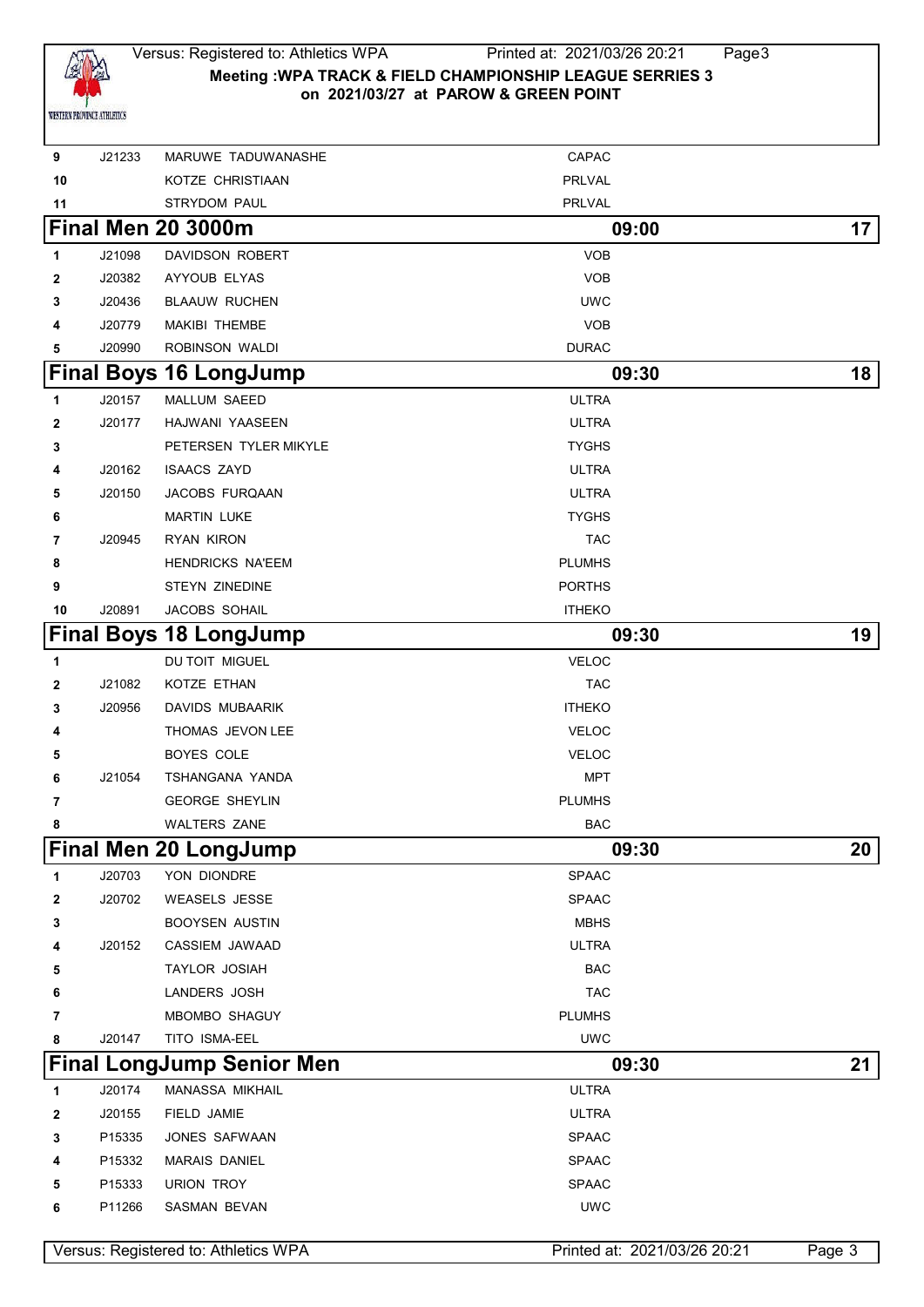| | | | |
|---|---|---|---|
| 9 | J21233 | MARUWE TADUWANASHE | CAPAC |
| 10 | | KOTZE CHRISTIAAN | PRLVAL |
| 11 | | STRYDOM PAUL | PRLVAL |

## Final Men 20 3000m — 09:00 — 17

| | | | |
|---|---|---|---|
| 1 | J21098 | DAVIDSON ROBERT | VOB |
| 2 | J20382 | AYYOUB ELYAS | VOB |
| 3 | J20436 | BLAAUW RUCHEN | UWC |
| 4 | J20779 | MAKIBI THEMBE | VOB |
| 5 | J20990 | ROBINSON WALDI | DURAC |

## Final Boys 16 LongJump — 09:30 — 18

| | | | |
|---|---|---|---|
| 1 | J20157 | MALLUM SAEED | ULTRA |
| 2 | J20177 | HAJWANI YAASEEN | ULTRA |
| 3 | | PETERSEN TYLER MIKYLE | TYGHS |
| 4 | J20162 | ISAACS ZAYD | ULTRA |
| 5 | J20150 | JACOBS FURQAAN | ULTRA |
| 6 | | MARTIN LUKE | TYGHS |
| 7 | J20945 | RYAN KIRON | TAC |
| 8 | | HENDRICKS NA'EEM | PLUMHS |
| 9 | | STEYN ZINEDINE | PORTHS |
| 10 | J20891 | JACOBS SOHAIL | ITHEKO |

## Final Boys 18 LongJump — 09:30 — 19

| | | | |
|---|---|---|---|
| 1 | | DU TOIT MIGUEL | VELOC |
| 2 | J21082 | KOTZE ETHAN | TAC |
| 3 | J20956 | DAVIDS MUBAARIK | ITHEKO |
| 4 | | THOMAS JEVON LEE | VELOC |
| 5 | | BOYES COLE | VELOC |
| 6 | J21054 | TSHANGANA YANDA | MPT |
| 7 | | GEORGE SHEYLIN | PLUMHS |
| 8 | | WALTERS ZANE | BAC |

## Final Men 20 LongJump — 09:30 — 20

| | | | |
|---|---|---|---|
| 1 | J20703 | YON DIONDRE | SPAAC |
| 2 | J20702 | WEASELS JESSE | SPAAC |
| 3 | | BOOYSEN AUSTIN | MBHS |
| 4 | J20152 | CASSIEM JAWAAD | ULTRA |
| 5 | | TAYLOR JOSIAH | BAC |
| 6 | | LANDERS JOSH | TAC |
| 7 | | MBOMBO SHAGUY | PLUMHS |
| 8 | J20147 | TITO ISMA-EEL | UWC |

## Final LongJump Senior Men — 09:30 — 21

| | | | |
|---|---|---|---|
| 1 | J20174 | MANASSA MIKHAIL | ULTRA |
| 2 | J20155 | FIELD JAMIE | ULTRA |
| 3 | P15335 | JONES SAFWAAN | SPAAC |
| 4 | P15332 | MARAIS DANIEL | SPAAC |
| 5 | P15333 | URION TROY | SPAAC |
| 6 | P11266 | SASMAN BEVAN | UWC |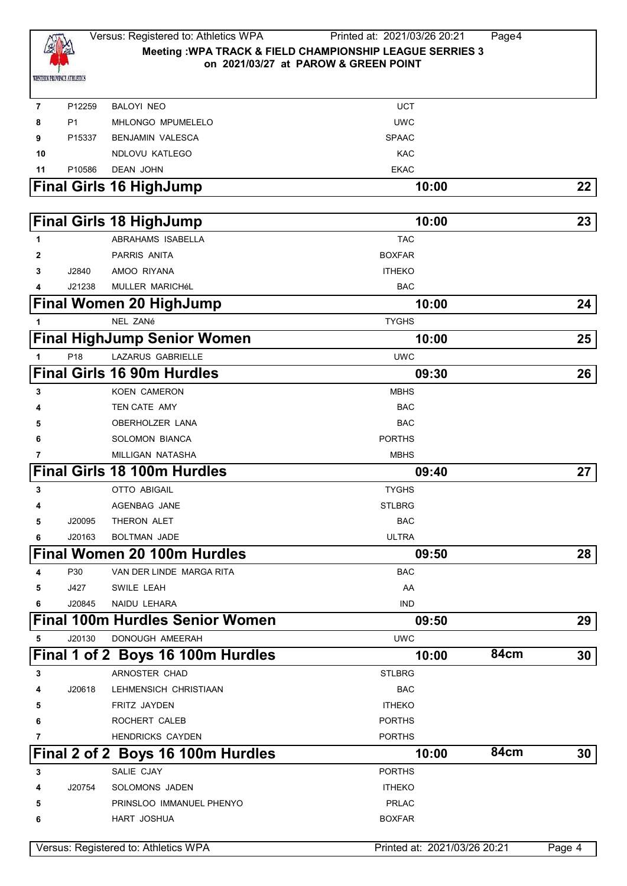| 7 | P12259 | BALOYI NEO | UCT |
|---|---|---|---|
| 8 | P1 | MHLONGO MPUMELELO | UWC |
| 9 | P15337 | BENJAMIN VALESCA | SPAAC |
| 10 | | NDLOVU KATLEGO | KAC |
| 11 | P10586 | DEAN JOHN | EKAC |

## Final Girls 16 HighJump — 10:00 — 22

## Final Girls 18 HighJump — 10:00 — 23

| | | | |
|---|---|---|---|
| 1 | | ABRAHAMS ISABELLA | TAC |
| 2 | | PARRIS ANITA | BOXFAR |
| 3 | J2840 | AMOO RIYANA | ITHEKO |
| 4 | J21238 | MULLER MARICHéL | BAC |

## Final Women 20 HighJump — 10:00 — 24

| | | | |
|---|---|---|---|
| 1 | | NEL ZANé | TYGHS |

## Final HighJump Senior Women — 10:00 — 25

| | | | |
|---|---|---|---|
| 1 | P18 | LAZARUS GABRIELLE | UWC |

## Final Girls 16 90m Hurdles — 09:30 — 26

| | | | |
|---|---|---|---|
| 3 | | KOEN CAMERON | MBHS |
| 4 | | TEN CATE AMY | BAC |
| 5 | | OBERHOLZER LANA | BAC |
| 6 | | SOLOMON BIANCA | PORTHS |
| 7 | | MILLIGAN NATASHA | MBHS |

## Final Girls 18 100m Hurdles — 09:40 — 27

| | | | |
|---|---|---|---|
| 3 | | OTTO ABIGAIL | TYGHS |
| 4 | | AGENBAG JANE | STLBRG |
| 5 | J20095 | THERON ALET | BAC |
| 6 | J20163 | BOLTMAN JADE | ULTRA |

## Final Women 20 100m Hurdles — 09:50 — 28

| | | | |
|---|---|---|---|
| 4 | P30 | VAN DER LINDE MARGA RITA | BAC |
| 5 | J427 | SWILE LEAH | AA |
| 6 | J20845 | NAIDU LEHARA | IND |

## Final 100m Hurdles Senior Women — 09:50 — 29

| | | | |
|---|---|---|---|
| 5 | J20130 | DONOUGH AMEERAH | UWC |

## Final 1 of 2 Boys 16 100m Hurdles — 10:00 — 84cm — 30

| | | | |
|---|---|---|---|
| 3 | | ARNOSTER CHAD | STLBRG |
| 4 | J20618 | LEHMENSICH CHRISTIAAN | BAC |
| 5 | | FRITZ JAYDEN | ITHEKO |
| 6 | | ROCHERT CALEB | PORTHS |
| 7 | | HENDRICKS CAYDEN | PORTHS |

## Final 2 of 2 Boys 16 100m Hurdles — 10:00 — 84cm — 30

| | | | |
|---|---|---|---|
| 3 | | SALIE CJAY | PORTHS |
| 4 | J20754 | SOLOMONS JADEN | ITHEKO |
| 5 | | PRINSLOO IMMANUEL PHENYO | PRLAC |
| 6 | | HART JOSHUA | BOXFAR |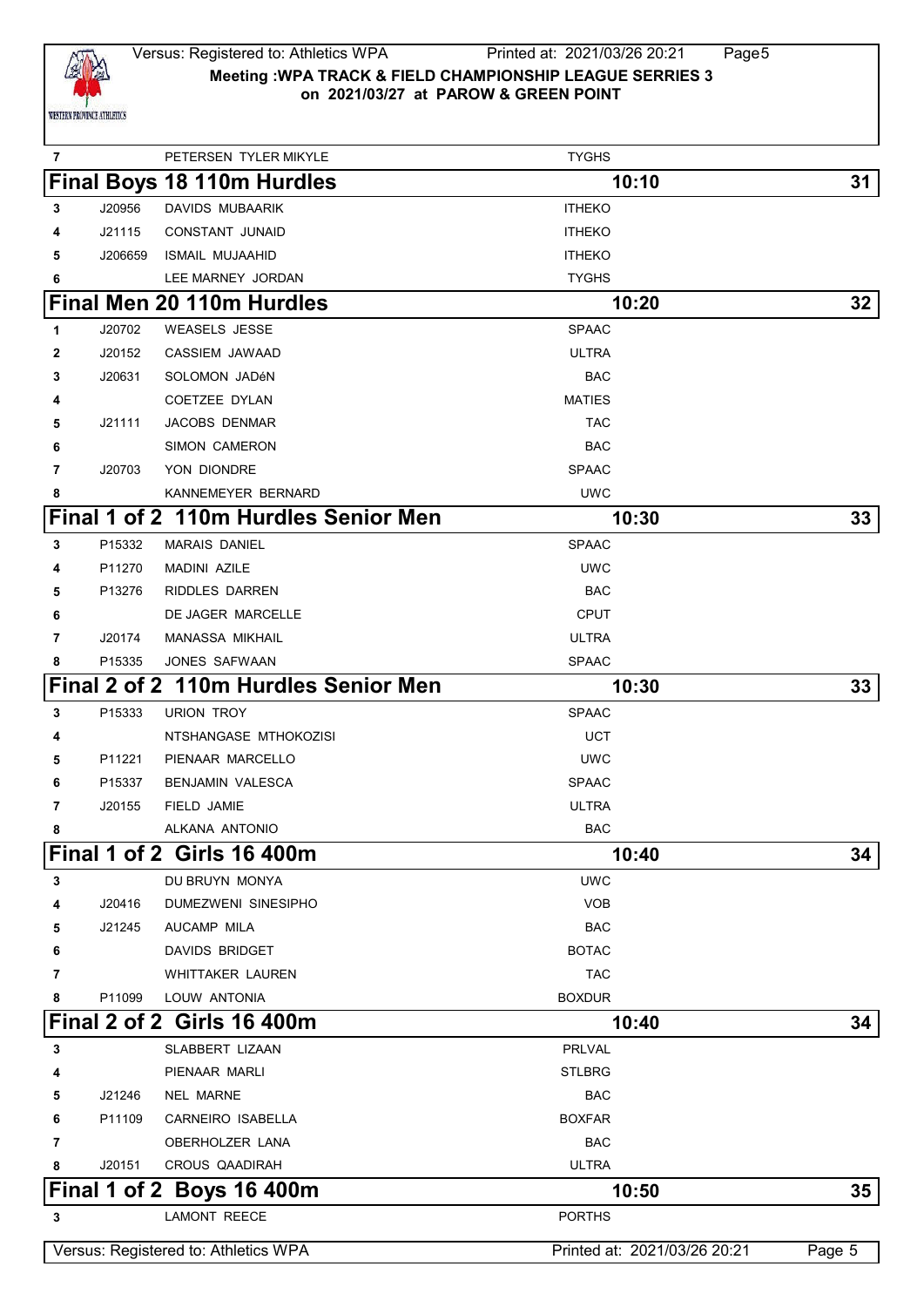| 7 | | PETERSEN TYLER MIKYLE | TYGHS |
|---|---|---|---|

## Final Boys 18 110m Hurdles — 10:10 — 31

| Lane | ID | Name | Club |
|---|---|---|---|
| 3 | J20956 | DAVIDS MUBAARIK | ITHEKO |
| 4 | J21115 | CONSTANT JUNAID | ITHEKO |
| 5 | J206659 | ISMAIL MUJAAHID | ITHEKO |
| 6 | | LEE MARNEY JORDAN | TYGHS |

## Final Men 20 110m Hurdles — 10:20 — 32

| Lane | ID | Name | Club |
|---|---|---|---|
| 1 | J20702 | WEASELS JESSE | SPAAC |
| 2 | J20152 | CASSIEM JAWAAD | ULTRA |
| 3 | J20631 | SOLOMON JADéN | BAC |
| 4 | | COETZEE DYLAN | MATIES |
| 5 | J21111 | JACOBS DENMAR | TAC |
| 6 | | SIMON CAMERON | BAC |
| 7 | J20703 | YON DIONDRE | SPAAC |
| 8 | | KANNEMEYER BERNARD | UWC |

## Final 1 of 2 110m Hurdles Senior Men — 10:30 — 33

| Lane | ID | Name | Club |
|---|---|---|---|
| 3 | P15332 | MARAIS DANIEL | SPAAC |
| 4 | P11270 | MADINI AZILE | UWC |
| 5 | P13276 | RIDDLES DARREN | BAC |
| 6 | | DE JAGER MARCELLE | CPUT |
| 7 | J20174 | MANASSA MIKHAIL | ULTRA |
| 8 | P15335 | JONES SAFWAAN | SPAAC |

## Final 2 of 2 110m Hurdles Senior Men — 10:30 — 33

| Lane | ID | Name | Club |
|---|---|---|---|
| 3 | P15333 | URION TROY | SPAAC |
| 4 | | NTSHANGASE MTHOKOZISI | UCT |
| 5 | P11221 | PIENAAR MARCELLO | UWC |
| 6 | P15337 | BENJAMIN VALESCA | SPAAC |
| 7 | J20155 | FIELD JAMIE | ULTRA |
| 8 | | ALKANA ANTONIO | BAC |

## Final 1 of 2 Girls 16 400m — 10:40 — 34

| Lane | ID | Name | Club |
|---|---|---|---|
| 3 | | DU BRUYN MONYA | UWC |
| 4 | J20416 | DUMEZWENI SINESIPHO | VOB |
| 5 | J21245 | AUCAMP MILA | BAC |
| 6 | | DAVIDS BRIDGET | BOTAC |
| 7 | | WHITTAKER LAUREN | TAC |
| 8 | P11099 | LOUW ANTONIA | BOXDUR |

## Final 2 of 2 Girls 16 400m — 10:40 — 34

| Lane | ID | Name | Club |
|---|---|---|---|
| 3 | | SLABBERT LIZAAN | PRLVAL |
| 4 | | PIENAAR MARLI | STLBRG |
| 5 | J21246 | NEL MARNE | BAC |
| 6 | P11109 | CARNEIRO ISABELLA | BOXFAR |
| 7 | | OBERHOLZER LANA | BAC |
| 8 | J20151 | CROUS QAADIRAH | ULTRA |

## Final 1 of 2 Boys 16 400m — 10:50 — 35

| Lane | ID | Name | Club |
|---|---|---|---|
| 3 | | LAMONT REECE | PORTHS |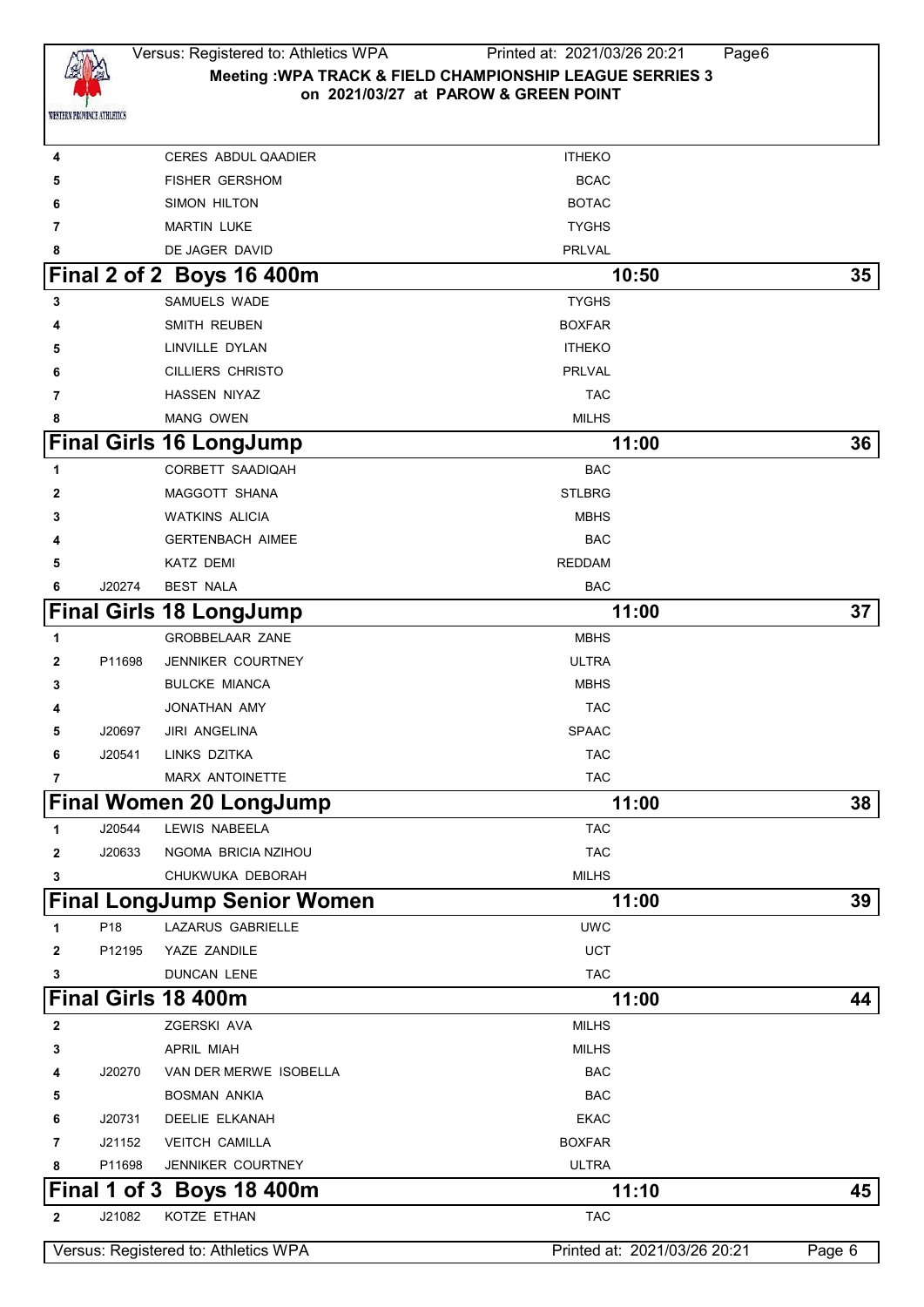| | | | |
|---|---|---|---|
| 4 | | CERES ABDUL QAADIER | ITHEKO |
| 5 | | FISHER GERSHOM | BCAC |
| 6 | | SIMON HILTON | BOTAC |
| 7 | | MARTIN LUKE | TYGHS |
| 8 | | DE JAGER DAVID | PRLVAL |

## Final 2 of 2 Boys 16 400m — 10:50 — 35

| | | | |
|---|---|---|---|
| 3 | | SAMUELS WADE | TYGHS |
| 4 | | SMITH REUBEN | BOXFAR |
| 5 | | LINVILLE DYLAN | ITHEKO |
| 6 | | CILLIERS CHRISTO | PRLVAL |
| 7 | | HASSEN NIYAZ | TAC |
| 8 | | MANG OWEN | MILHS |

## Final Girls 16 LongJump — 11:00 — 36

| | | | |
|---|---|---|---|
| 1 | | CORBETT SAADIQAH | BAC |
| 2 | | MAGGOTT SHANA | STLBRG |
| 3 | | WATKINS ALICIA | MBHS |
| 4 | | GERTENBACH AIMEE | BAC |
| 5 | | KATZ DEMI | REDDAM |
| 6 | J20274 | BEST NALA | BAC |

## Final Girls 18 LongJump — 11:00 — 37

| | | | |
|---|---|---|---|
| 1 | | GROBBELAAR ZANE | MBHS |
| 2 | P11698 | JENNIKER COURTNEY | ULTRA |
| 3 | | BULCKE MIANCA | MBHS |
| 4 | | JONATHAN AMY | TAC |
| 5 | J20697 | JIRI ANGELINA | SPAAC |
| 6 | J20541 | LINKS DZITKA | TAC |
| 7 | | MARX ANTOINETTE | TAC |

## Final Women 20 LongJump — 11:00 — 38

| | | | |
|---|---|---|---|
| 1 | J20544 | LEWIS NABEELA | TAC |
| 2 | J20633 | NGOMA BRICIA NZIHOU | TAC |
| 3 | | CHUKWUKA DEBORAH | MILHS |

## Final LongJump Senior Women — 11:00 — 39

| | | | |
|---|---|---|---|
| 1 | P18 | LAZARUS GABRIELLE | UWC |
| 2 | P12195 | YAZE ZANDILE | UCT |
| 3 | | DUNCAN LENE | TAC |

## Final Girls 18 400m — 11:00 — 44

| | | | |
|---|---|---|---|
| 2 | | ZGERSKI AVA | MILHS |
| 3 | | APRIL MIAH | MILHS |
| 4 | J20270 | VAN DER MERWE ISOBELLA | BAC |
| 5 | | BOSMAN ANKIA | BAC |
| 6 | J20731 | DEELIE ELKANAH | EKAC |
| 7 | J21152 | VEITCH CAMILLA | BOXFAR |
| 8 | P11698 | JENNIKER COURTNEY | ULTRA |

## Final 1 of 3 Boys 18 400m — 11:10 — 45

| | | | |
|---|---|---|---|
| 2 | J21082 | KOTZE ETHAN | TAC |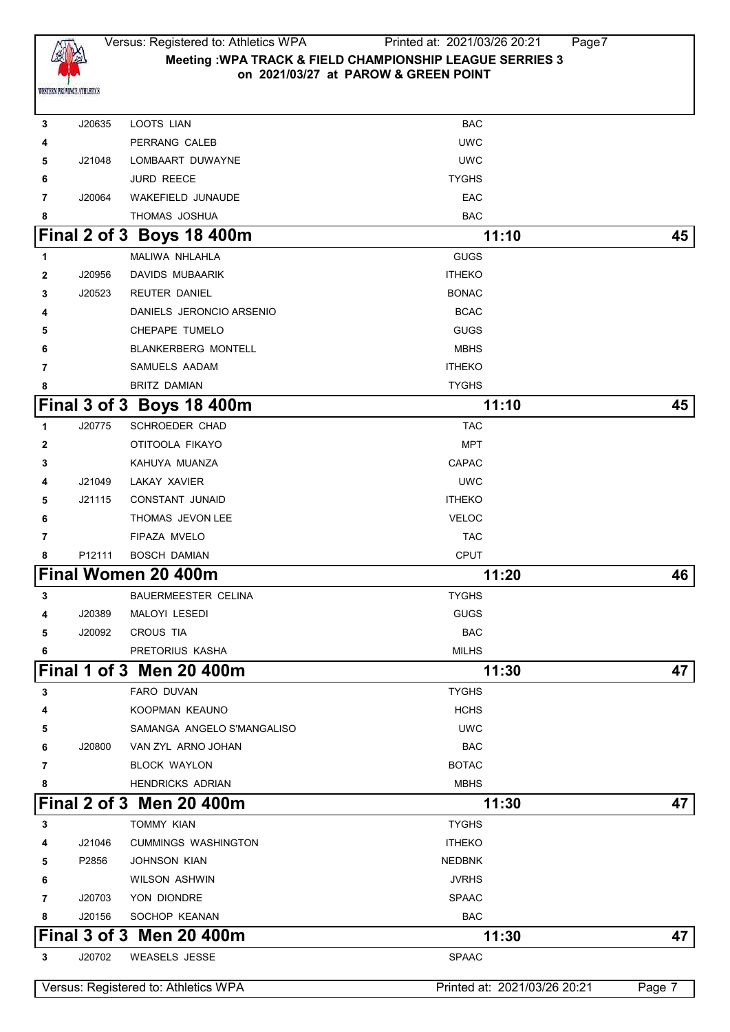| | | | |
|---|---|---|---|
| 3 | J20635 | LOOTS LIAN | BAC |
| 4 | | PERRANG CALEB | UWC |
| 5 | J21048 | LOMBAART DUWAYNE | UWC |
| 6 | | JURD REECE | TYGHS |
| 7 | J20064 | WAKEFIELD JUNAUDE | EAC |
| 8 | | THOMAS JOSHUA | BAC |

## Final 2 of 3 Boys 18 400m — 11:10 — 45

| | | | |
|---|---|---|---|
| 1 | | MALIWA NHLAHLA | GUGS |
| 2 | J20956 | DAVIDS MUBAARIK | ITHEKO |
| 3 | J20523 | REUTER DANIEL | BONAC |
| 4 | | DANIELS JERONCIO ARSENIO | BCAC |
| 5 | | CHEPAPE TUMELO | GUGS |
| 6 | | BLANKERBERG MONTELL | MBHS |
| 7 | | SAMUELS AADAM | ITHEKO |
| 8 | | BRITZ DAMIAN | TYGHS |

## Final 3 of 3 Boys 18 400m — 11:10 — 45

| | | | |
|---|---|---|---|
| 1 | J20775 | SCHROEDER CHAD | TAC |
| 2 | | OTITOOLA FIKAYO | MPT |
| 3 | | KAHUYA MUANZA | CAPAC |
| 4 | J21049 | LAKAY XAVIER | UWC |
| 5 | J21115 | CONSTANT JUNAID | ITHEKO |
| 6 | | THOMAS JEVON LEE | VELOC |
| 7 | | FIPAZA MVELO | TAC |
| 8 | P12111 | BOSCH DAMIAN | CPUT |

## Final Women 20 400m — 11:20 — 46

| | | | |
|---|---|---|---|
| 3 | | BAUERMEESTER CELINA | TYGHS |
| 4 | J20389 | MALOYI LESEDI | GUGS |
| 5 | J20092 | CROUS TIA | BAC |
| 6 | | PRETORIUS KASHA | MILHS |

## Final 1 of 3 Men 20 400m — 11:30 — 47

| | | | |
|---|---|---|---|
| 3 | | FARO DUVAN | TYGHS |
| 4 | | KOOPMAN KEAUNO | HCHS |
| 5 | | SAMANGA ANGELO S'MANGALISO | UWC |
| 6 | J20800 | VAN ZYL ARNO JOHAN | BAC |
| 7 | | BLOCK WAYLON | BOTAC |
| 8 | | HENDRICKS ADRIAN | MBHS |

## Final 2 of 3 Men 20 400m — 11:30 — 47

| | | | |
|---|---|---|---|
| 3 | | TOMMY KIAN | TYGHS |
| 4 | J21046 | CUMMINGS WASHINGTON | ITHEKO |
| 5 | P2856 | JOHNSON KIAN | NEDBNK |
| 6 | | WILSON ASHWIN | JVRHS |
| 7 | J20703 | YON DIONDRE | SPAAC |
| 8 | J20156 | SOCHOP KEANAN | BAC |

## Final 3 of 3 Men 20 400m — 11:30 — 47

| | | | |
|---|---|---|---|
| 3 | J20702 | WEASELS JESSE | SPAAC |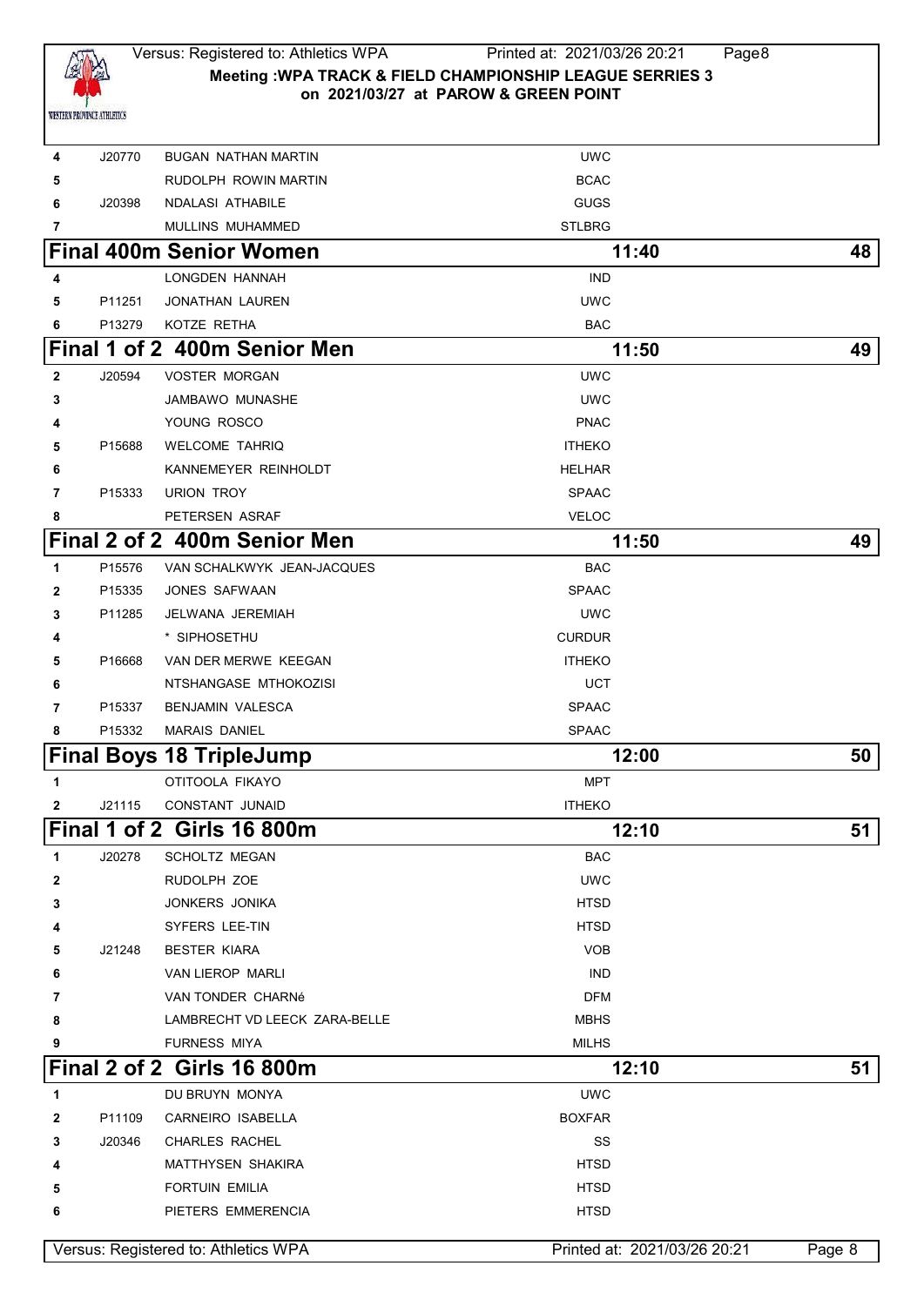| | | | |
|---|---|---|---|
| 4 | J20770 | BUGAN NATHAN MARTIN | UWC |
| 5 | | RUDOLPH ROWIN MARTIN | BCAC |
| 6 | J20398 | NDALASI ATHABILE | GUGS |
| 7 | | MULLINS MUHAMMED | STLBRG |

## Final 400m Senior Women — 11:40 — 48

| | | | |
|---|---|---|---|
| 4 | | LONGDEN HANNAH | IND |
| 5 | P11251 | JONATHAN LAUREN | UWC |
| 6 | P13279 | KOTZE RETHA | BAC |

## Final 1 of 2 400m Senior Men — 11:50 — 49

| | | | |
|---|---|---|---|
| 2 | J20594 | VOSTER MORGAN | UWC |
| 3 | | JAMBAWO MUNASHE | UWC |
| 4 | | YOUNG ROSCO | PNAC |
| 5 | P15688 | WELCOME TAHRIQ | ITHEKO |
| 6 | | KANNEMEYER REINHOLDT | HELHAR |
| 7 | P15333 | URION TROY | SPAAC |
| 8 | | PETERSEN ASRAF | VELOC |

## Final 2 of 2 400m Senior Men — 11:50 — 49

| | | | |
|---|---|---|---|
| 1 | P15576 | VAN SCHALKWYK JEAN-JACQUES | BAC |
| 2 | P15335 | JONES SAFWAAN | SPAAC |
| 3 | P11285 | JELWANA JEREMIAH | UWC |
| 4 | | * SIPHOSETHU | CURDUR |
| 5 | P16668 | VAN DER MERWE KEEGAN | ITHEKO |
| 6 | | NTSHANGASE MTHOKOZISI | UCT |
| 7 | P15337 | BENJAMIN VALESCA | SPAAC |
| 8 | P15332 | MARAIS DANIEL | SPAAC |

## Final Boys 18 TripleJump — 12:00 — 50

| | | | |
|---|---|---|---|
| 1 | | OTITOOLA FIKAYO | MPT |
| 2 | J21115 | CONSTANT JUNAID | ITHEKO |

## Final 1 of 2 Girls 16 800m — 12:10 — 51

| | | | |
|---|---|---|---|
| 1 | J20278 | SCHOLTZ MEGAN | BAC |
| 2 | | RUDOLPH ZOE | UWC |
| 3 | | JONKERS JONIKA | HTSD |
| 4 | | SYFERS LEE-TIN | HTSD |
| 5 | J21248 | BESTER KIARA | VOB |
| 6 | | VAN LIEROP MARLI | IND |
| 7 | | VAN TONDER CHARNé | DFM |
| 8 | | LAMBRECHT VD LEECK ZARA-BELLE | MBHS |
| 9 | | FURNESS MIYA | MILHS |

## Final 2 of 2 Girls 16 800m — 12:10 — 51

| | | | |
|---|---|---|---|
| 1 | | DU BRUYN MONYA | UWC |
| 2 | P11109 | CARNEIRO ISABELLA | BOXFAR |
| 3 | J20346 | CHARLES RACHEL | SS |
| 4 | | MATTHYSEN SHAKIRA | HTSD |
| 5 | | FORTUIN EMILIA | HTSD |
| 6 | | PIETERS EMMERENCIA | HTSD |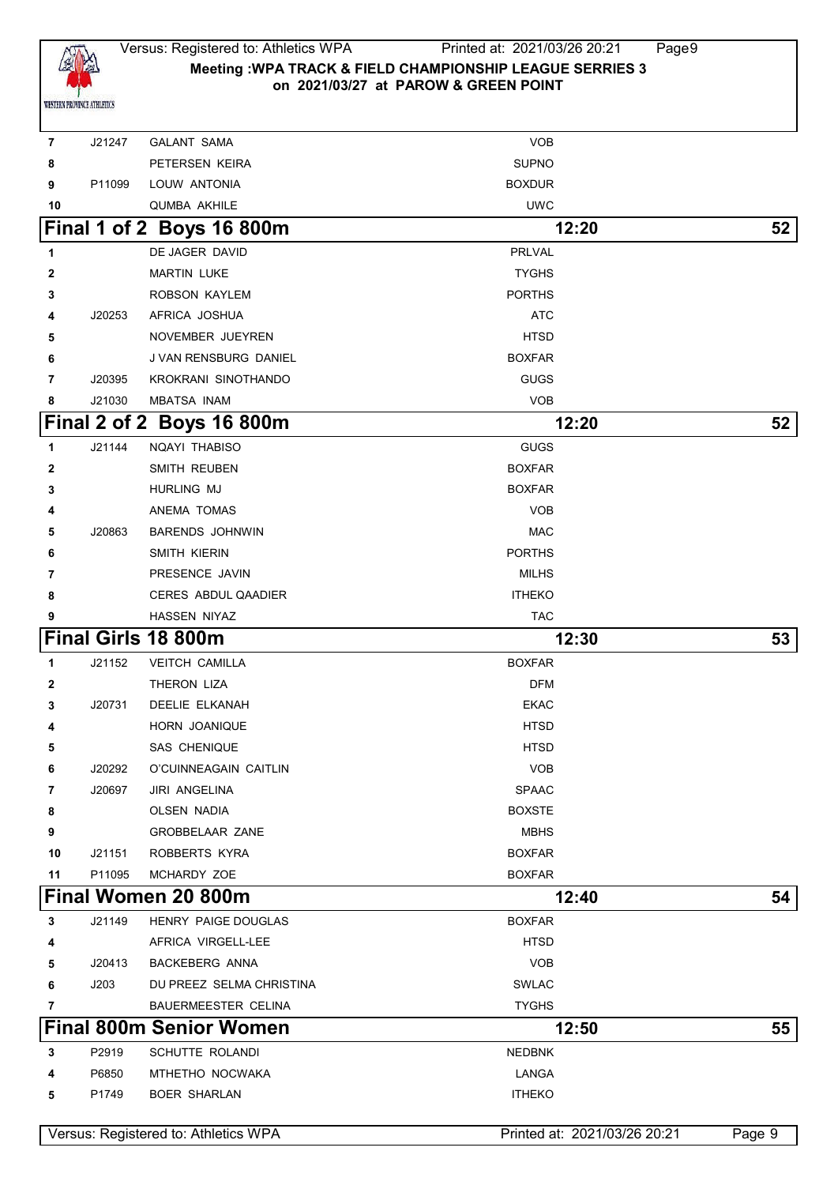| | | | |
|---|---|---|---|
| 7 | J21247 | GALANT SAMA | VOB |
| 8 | | PETERSEN KEIRA | SUPNO |
| 9 | P11099 | LOUW ANTONIA | BOXDUR |
| 10 | | QUMBA AKHILE | UWC |

## Final 1 of 2 Boys 16 800m — 12:20 — 52

| | | | |
|---|---|---|---|
| 1 | | DE JAGER DAVID | PRLVAL |
| 2 | | MARTIN LUKE | TYGHS |
| 3 | | ROBSON KAYLEM | PORTHS |
| 4 | J20253 | AFRICA JOSHUA | ATC |
| 5 | | NOVEMBER JUEYREN | HTSD |
| 6 | | J VAN RENSBURG DANIEL | BOXFAR |
| 7 | J20395 | KROKRANI SINOTHANDO | GUGS |
| 8 | J21030 | MBATSA INAM | VOB |

## Final 2 of 2 Boys 16 800m — 12:20 — 52

| | | | |
|---|---|---|---|
| 1 | J21144 | NQAYI THABISO | GUGS |
| 2 | | SMITH REUBEN | BOXFAR |
| 3 | | HURLING MJ | BOXFAR |
| 4 | | ANEMA TOMAS | VOB |
| 5 | J20863 | BARENDS JOHNWIN | MAC |
| 6 | | SMITH KIERIN | PORTHS |
| 7 | | PRESENCE JAVIN | MILHS |
| 8 | | CERES ABDUL QAADIER | ITHEKO |
| 9 | | HASSEN NIYAZ | TAC |

## Final Girls 18 800m — 12:30 — 53

| | | | |
|---|---|---|---|
| 1 | J21152 | VEITCH CAMILLA | BOXFAR |
| 2 | | THERON LIZA | DFM |
| 3 | J20731 | DEELIE ELKANAH | EKAC |
| 4 | | HORN JOANIQUE | HTSD |
| 5 | | SAS CHENIQUE | HTSD |
| 6 | J20292 | O'CUINNEAGAIN CAITLIN | VOB |
| 7 | J20697 | JIRI ANGELINA | SPAAC |
| 8 | | OLSEN NADIA | BOXSTE |
| 9 | | GROBBELAAR ZANE | MBHS |
| 10 | J21151 | ROBBERTS KYRA | BOXFAR |
| 11 | P11095 | MCHARDY ZOE | BOXFAR |

## Final Women 20 800m — 12:40 — 54

| | | | |
|---|---|---|---|
| 3 | J21149 | HENRY PAIGE DOUGLAS | BOXFAR |
| 4 | | AFRICA VIRGELL-LEE | HTSD |
| 5 | J20413 | BACKEBERG ANNA | VOB |
| 6 | J203 | DU PREEZ SELMA CHRISTINA | SWLAC |
| 7 | | BAUERMEESTER CELINA | TYGHS |

## Final 800m Senior Women — 12:50 — 55

| | | | |
|---|---|---|---|
| 3 | P2919 | SCHUTTE ROLANDI | NEDBNK |
| 4 | P6850 | MTHETHO NOCWAKA | LANGA |
| 5 | P1749 | BOER SHARLAN | ITHEKO |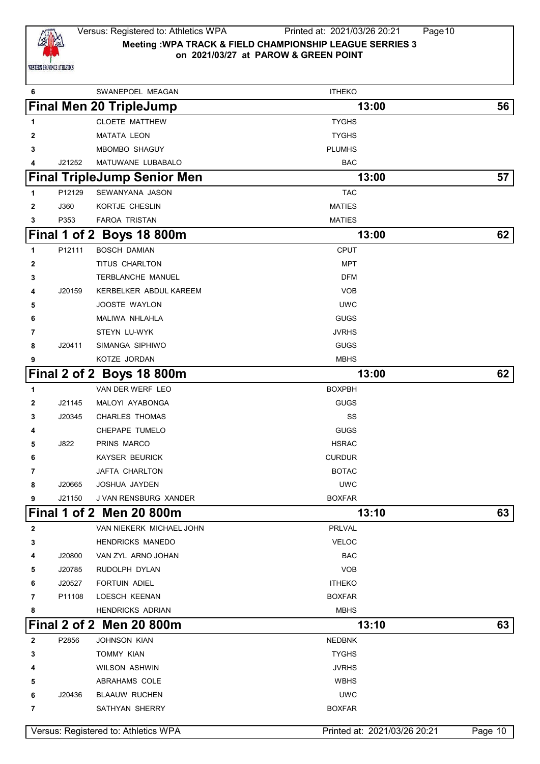| 6 | | SWANEPOEL MEAGAN | ITHEKO |
|---|---|---|---|

## Final Men 20 TripleJump — 13:00 — 56

| Lane | Number | Name | Club |
|---|---|---|---|
| 1 | | CLOETE MATTHEW | TYGHS |
| 2 | | MATATA LEON | TYGHS |
| 3 | | MBOMBO SHAGUY | PLUMHS |
| 4 | J21252 | MATUWANE LUBABALO | BAC |

## Final TripleJump Senior Men — 13:00 — 57

| Lane | Number | Name | Club |
|---|---|---|---|
| 1 | P12129 | SEWANYANA JASON | TAC |
| 2 | J360 | KORTJE CHESLIN | MATIES |
| 3 | P353 | FAROA TRISTAN | MATIES |

## Final 1 of 2 Boys 18 800m — 13:00 — 62

| Lane | Number | Name | Club |
|---|---|---|---|
| 1 | P12111 | BOSCH DAMIAN | CPUT |
| 2 | | TITUS CHARLTON | MPT |
| 3 | | TERBLANCHE MANUEL | DFM |
| 4 | J20159 | KERBELKER ABDUL KAREEM | VOB |
| 5 | | JOOSTE WAYLON | UWC |
| 6 | | MALIWA NHLAHLA | GUGS |
| 7 | | STEYN LU-WYK | JVRHS |
| 8 | J20411 | SIMANGA SIPHIWO | GUGS |
| 9 | | KOTZE JORDAN | MBHS |

## Final 2 of 2 Boys 18 800m — 13:00 — 62

| Lane | Number | Name | Club |
|---|---|---|---|
| 1 | | VAN DER WERF LEO | BOXPBH |
| 2 | J21145 | MALOYI AYABONGA | GUGS |
| 3 | J20345 | CHARLES THOMAS | SS |
| 4 | | CHEPAPE TUMELO | GUGS |
| 5 | J822 | PRINS MARCO | HSRAC |
| 6 | | KAYSER BEURICK | CURDUR |
| 7 | | JAFTA CHARLTON | BOTAC |
| 8 | J20665 | JOSHUA JAYDEN | UWC |
| 9 | J21150 | J VAN RENSBURG XANDER | BOXFAR |

## Final 1 of 2 Men 20 800m — 13:10 — 63

| Lane | Number | Name | Club |
|---|---|---|---|
| 2 | | VAN NIEKERK MICHAEL JOHN | PRLVAL |
| 3 | | HENDRICKS MANEDO | VELOC |
| 4 | J20800 | VAN ZYL ARNO JOHAN | BAC |
| 5 | J20785 | RUDOLPH DYLAN | VOB |
| 6 | J20527 | FORTUIN ADIEL | ITHEKO |
| 7 | P11108 | LOESCH KEENAN | BOXFAR |
| 8 | | HENDRICKS ADRIAN | MBHS |

## Final 2 of 2 Men 20 800m — 13:10 — 63

| Lane | Number | Name | Club |
|---|---|---|---|
| 2 | P2856 | JOHNSON KIAN | NEDBNK |
| 3 | | TOMMY KIAN | TYGHS |
| 4 | | WILSON ASHWIN | JVRHS |
| 5 | | ABRAHAMS COLE | WBHS |
| 6 | J20436 | BLAAUW RUCHEN | UWC |
| 7 | | SATHYAN SHERRY | BOXFAR |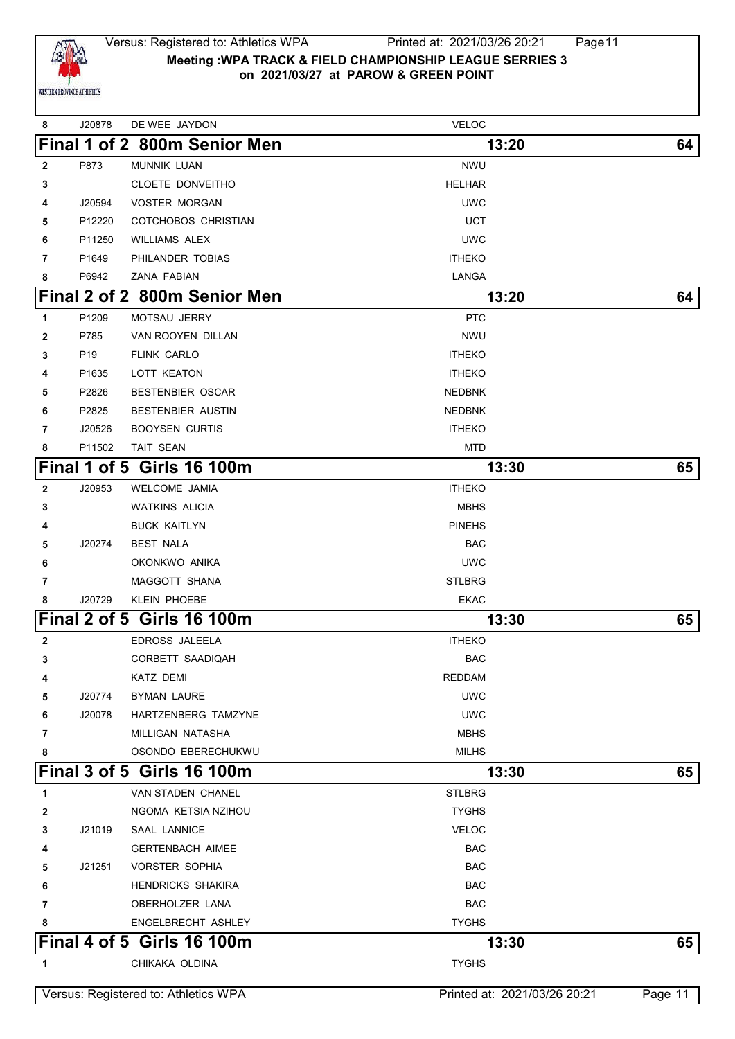| | | | |
|---|---|---|---|
| 8 | J20878 | DE WEE JAYDON | VELOC |

## Final 1 of 2 800m Senior Men — 13:20 — 64

| Lane | No. | Name | Club |
|---|---|---|---|
| 2 | P873 | MUNNIK LUAN | NWU |
| 3 | | CLOETE DONVEITHO | HELHAR |
| 4 | J20594 | VOSTER MORGAN | UWC |
| 5 | P12220 | COTCHOBOS CHRISTIAN | UCT |
| 6 | P11250 | WILLIAMS ALEX | UWC |
| 7 | P1649 | PHILANDER TOBIAS | ITHEKO |
| 8 | P6942 | ZANA FABIAN | LANGA |

## Final 2 of 2 800m Senior Men — 13:20 — 64

| Lane | No. | Name | Club |
|---|---|---|---|
| 1 | P1209 | MOTSAU JERRY | PTC |
| 2 | P785 | VAN ROOYEN DILLAN | NWU |
| 3 | P19 | FLINK CARLO | ITHEKO |
| 4 | P1635 | LOTT KEATON | ITHEKO |
| 5 | P2826 | BESTENBIER OSCAR | NEDBNK |
| 6 | P2825 | BESTENBIER AUSTIN | NEDBNK |
| 7 | J20526 | BOOYSEN CURTIS | ITHEKO |
| 8 | P11502 | TAIT SEAN | MTD |

## Final 1 of 5 Girls 16 100m — 13:30 — 65

| Lane | No. | Name | Club |
|---|---|---|---|
| 2 | J20953 | WELCOME JAMIA | ITHEKO |
| 3 | | WATKINS ALICIA | MBHS |
| 4 | | BUCK KAITLYN | PINEHS |
| 5 | J20274 | BEST NALA | BAC |
| 6 | | OKONKWO ANIKA | UWC |
| 7 | | MAGGOTT SHANA | STLBRG |
| 8 | J20729 | KLEIN PHOEBE | EKAC |

## Final 2 of 5 Girls 16 100m — 13:30 — 65

| Lane | No. | Name | Club |
|---|---|---|---|
| 2 | | EDROSS JALEELA | ITHEKO |
| 3 | | CORBETT SAADIQAH | BAC |
| 4 | | KATZ DEMI | REDDAM |
| 5 | J20774 | BYMAN LAURE | UWC |
| 6 | J20078 | HARTZENBERG TAMZYNE | UWC |
| 7 | | MILLIGAN NATASHA | MBHS |
| 8 | | OSONDO EBERECHUKWU | MILHS |

## Final 3 of 5 Girls 16 100m — 13:30 — 65

| Lane | No. | Name | Club |
|---|---|---|---|
| 1 | | VAN STADEN CHANEL | STLBRG |
| 2 | | NGOMA KETSIA NZIHOU | TYGHS |
| 3 | J21019 | SAAL LANNICE | VELOC |
| 4 | | GERTENBACH AIMEE | BAC |
| 5 | J21251 | VORSTER SOPHIA | BAC |
| 6 | | HENDRICKS SHAKIRA | BAC |
| 7 | | OBERHOLZER LANA | BAC |
| 8 | | ENGELBRECHT ASHLEY | TYGHS |

## Final 4 of 5 Girls 16 100m — 13:30 — 65

| Lane | No. | Name | Club |
|---|---|---|---|
| 1 | | CHIKAKA OLDINA | TYGHS |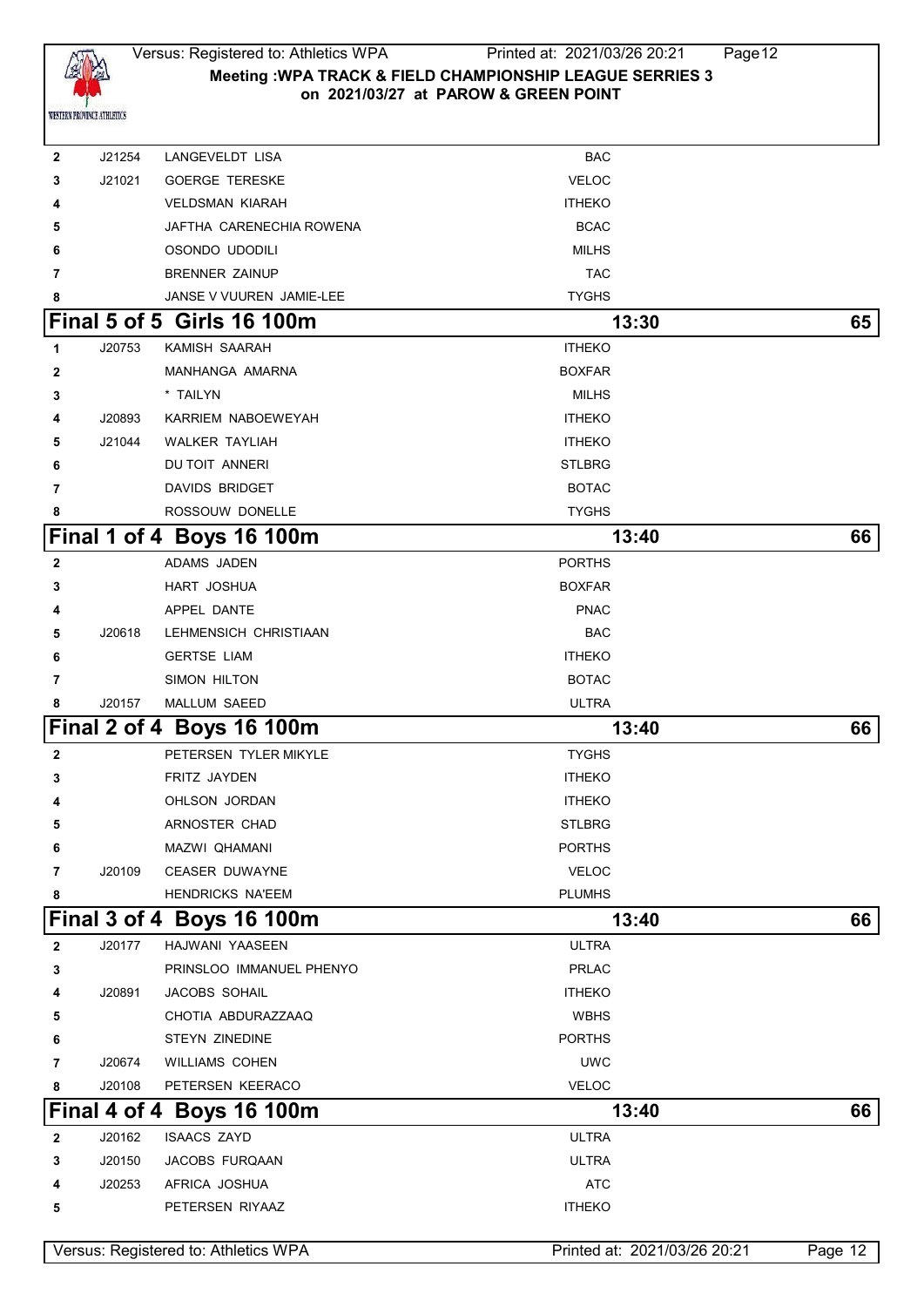| Lane | No. | Name | Club |
|---|---|---|---|
| 2 | J21254 | LANGEVELDT LISA | BAC |
| 3 | J21021 | GOERGE TERESKE | VELOC |
| 4 | | VELDSMAN KIARAH | ITHEKO |
| 5 | | JAFTHA CARENECHIA ROWENA | BCAC |
| 6 | | OSONDO UDODILI | MILHS |
| 7 | | BRENNER ZAINUP | TAC |
| 8 | | JANSE V VUUREN JAMIE-LEE | TYGHS |

## Final 5 of 5 Girls 16 100m — 13:30 — 65

| Lane | No. | Name | Club |
|---|---|---|---|
| 1 | J20753 | KAMISH SAARAH | ITHEKO |
| 2 | | MANHANGA AMARNA | BOXFAR |
| 3 | | * TAILYN | MILHS |
| 4 | J20893 | KARRIEM NABOEWEYAH | ITHEKO |
| 5 | J21044 | WALKER TAYLIAH | ITHEKO |
| 6 | | DU TOIT ANNERI | STLBRG |
| 7 | | DAVIDS BRIDGET | BOTAC |
| 8 | | ROSSOUW DONELLE | TYGHS |

## Final 1 of 4 Boys 16 100m — 13:40 — 66

| Lane | No. | Name | Club |
|---|---|---|---|
| 2 | | ADAMS JADEN | PORTHS |
| 3 | | HART JOSHUA | BOXFAR |
| 4 | | APPEL DANTE | PNAC |
| 5 | J20618 | LEHMENSICH CHRISTIAAN | BAC |
| 6 | | GERTSE LIAM | ITHEKO |
| 7 | | SIMON HILTON | BOTAC |
| 8 | J20157 | MALLUM SAEED | ULTRA |

## Final 2 of 4 Boys 16 100m — 13:40 — 66

| Lane | No. | Name | Club |
|---|---|---|---|
| 2 | | PETERSEN TYLER MIKYLE | TYGHS |
| 3 | | FRITZ JAYDEN | ITHEKO |
| 4 | | OHLSON JORDAN | ITHEKO |
| 5 | | ARNOSTER CHAD | STLBRG |
| 6 | | MAZWI QHAMANI | PORTHS |
| 7 | J20109 | CEASER DUWAYNE | VELOC |
| 8 | | HENDRICKS NA'EEM | PLUMHS |

## Final 3 of 4 Boys 16 100m — 13:40 — 66

| Lane | No. | Name | Club |
|---|---|---|---|
| 2 | J20177 | HAJWANI YAASEEN | ULTRA |
| 3 | | PRINSLOO IMMANUEL PHENYO | PRLAC |
| 4 | J20891 | JACOBS SOHAIL | ITHEKO |
| 5 | | CHOTIA ABDURAZZAAQ | WBHS |
| 6 | | STEYN ZINEDINE | PORTHS |
| 7 | J20674 | WILLIAMS COHEN | UWC |
| 8 | J20108 | PETERSEN KEERACO | VELOC |

## Final 4 of 4 Boys 16 100m — 13:40 — 66

| Lane | No. | Name | Club |
|---|---|---|---|
| 2 | J20162 | ISAACS ZAYD | ULTRA |
| 3 | J20150 | JACOBS FURQAAN | ULTRA |
| 4 | J20253 | AFRICA JOSHUA | ATC |
| 5 | | PETERSEN RIYAAZ | ITHEKO |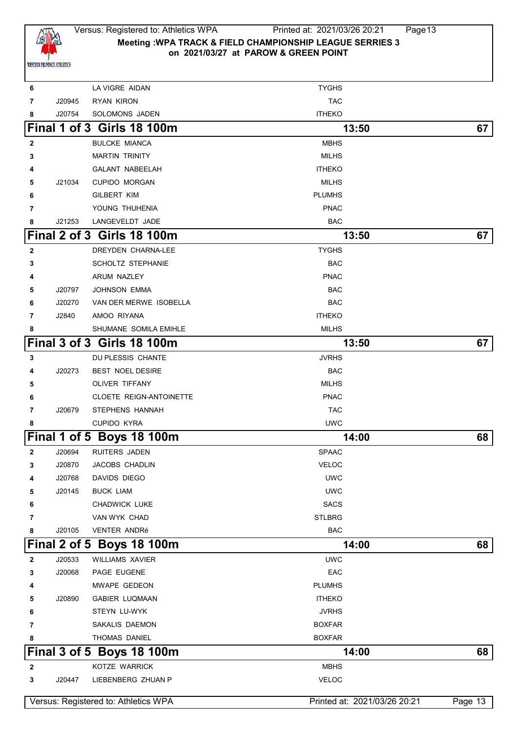| | | | |
|---|---|---|---|
| 6 | | LA VIGRE AIDAN | TYGHS |
| 7 | J20945 | RYAN KIRON | TAC |
| 8 | J20754 | SOLOMONS JADEN | ITHEKO |

## Final 1 of 3 Girls 18 100m — 13:50 — 67

| | | | |
|---|---|---|---|
| 2 | | BULCKE MIANCA | MBHS |
| 3 | | MARTIN TRINITY | MILHS |
| 4 | | GALANT NABEELAH | ITHEKO |
| 5 | J21034 | CUPIDO MORGAN | MILHS |
| 6 | | GILBERT KIM | PLUMHS |
| 7 | | YOUNG THUHENIA | PNAC |
| 8 | J21253 | LANGEVELDT JADE | BAC |

## Final 2 of 3 Girls 18 100m — 13:50 — 67

| | | | |
|---|---|---|---|
| 2 | | DREYDEN CHARNA-LEE | TYGHS |
| 3 | | SCHOLTZ STEPHANIE | BAC |
| 4 | | ARUM NAZLEY | PNAC |
| 5 | J20797 | JOHNSON EMMA | BAC |
| 6 | J20270 | VAN DER MERWE ISOBELLA | BAC |
| 7 | J2840 | AMOO RIYANA | ITHEKO |
| 8 | | SHUMANE SOMILA EMIHLE | MILHS |

## Final 3 of 3 Girls 18 100m — 13:50 — 67

| | | | |
|---|---|---|---|
| 3 | | DU PLESSIS CHANTE | JVRHS |
| 4 | J20273 | BEST NOEL DESIRE | BAC |
| 5 | | OLIVER TIFFANY | MILHS |
| 6 | | CLOETE REIGN-ANTOINETTE | PNAC |
| 7 | J20679 | STEPHENS HANNAH | TAC |
| 8 | | CUPIDO KYRA | UWC |

## Final 1 of 5 Boys 18 100m — 14:00 — 68

| | | | |
|---|---|---|---|
| 2 | J20694 | RUITERS JADEN | SPAAC |
| 3 | J20870 | JACOBS CHADLIN | VELOC |
| 4 | J20768 | DAVIDS DIEGO | UWC |
| 5 | J20145 | BUCK LIAM | UWC |
| 6 | | CHADWICK LUKE | SACS |
| 7 | | VAN WYK CHAD | STLBRG |
| 8 | J20105 | VENTER ANDRé | BAC |

## Final 2 of 5 Boys 18 100m — 14:00 — 68

| | | | |
|---|---|---|---|
| 2 | J20533 | WILLIAMS XAVIER | UWC |
| 3 | J20068 | PAGE EUGENE | EAC |
| 4 | | MWAPE GEDEON | PLUMHS |
| 5 | J20890 | GABIER LUQMAAN | ITHEKO |
| 6 | | STEYN LU-WYK | JVRHS |
| 7 | | SAKALIS DAEMON | BOXFAR |
| 8 | | THOMAS DANIEL | BOXFAR |

## Final 3 of 5 Boys 18 100m — 14:00 — 68

| | | | |
|---|---|---|---|
| 2 | | KOTZE WARRICK | MBHS |
| 3 | J20447 | LIEBENBERG ZHUAN P | VELOC |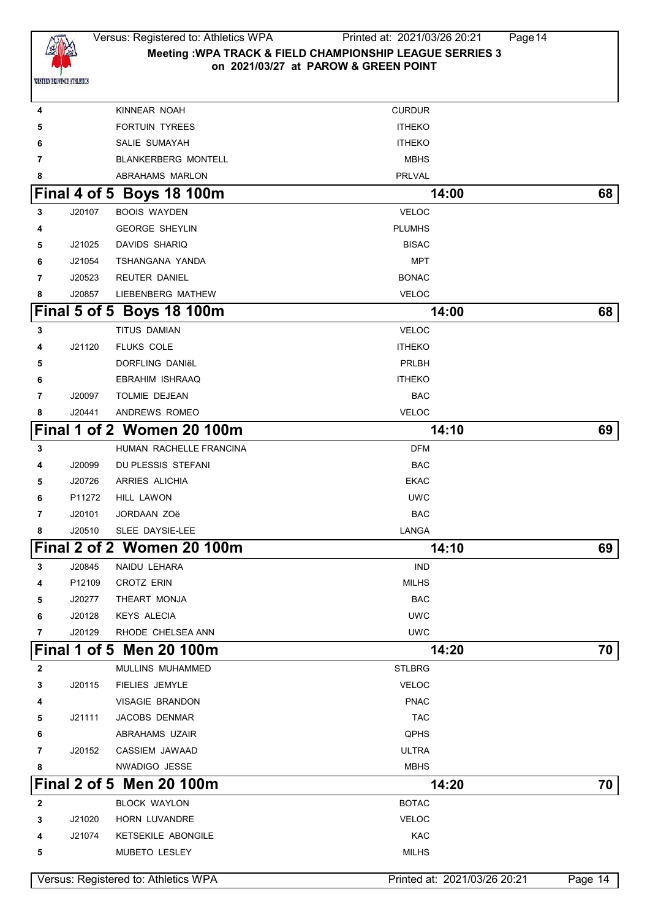| Lane | Reg No | Name | Club |
|---|---|---|---|
| 4 | | KINNEAR NOAH | CURDUR |
| 5 | | FORTUIN TYREES | ITHEKO |
| 6 | | SALIE SUMAYAH | ITHEKO |
| 7 | | BLANKERBERG MONTELL | MBHS |
| 8 | | ABRAHAMS MARLON | PRLVAL |

## Final 4 of 5 Boys 18 100m — 14:00 — 68

| Lane | Reg No | Name | Club |
|---|---|---|---|
| 3 | J20107 | BOOIS WAYDEN | VELOC |
| 4 | | GEORGE SHEYLIN | PLUMHS |
| 5 | J21025 | DAVIDS SHARIQ | BISAC |
| 6 | J21054 | TSHANGANA YANDA | MPT |
| 7 | J20523 | REUTER DANIEL | BONAC |
| 8 | J20857 | LIEBENBERG MATHEW | VELOC |

## Final 5 of 5 Boys 18 100m — 14:00 — 68

| Lane | Reg No | Name | Club |
|---|---|---|---|
| 3 | | TITUS DAMIAN | VELOC |
| 4 | J21120 | FLUKS COLE | ITHEKO |
| 5 | | DORFLING DANIëL | PRLBH |
| 6 | | EBRAHIM ISHRAAQ | ITHEKO |
| 7 | J20097 | TOLMIE DEJEAN | BAC |
| 8 | J20441 | ANDREWS ROMEO | VELOC |

## Final 1 of 2 Women 20 100m — 14:10 — 69

| Lane | Reg No | Name | Club |
|---|---|---|---|
| 3 | | HUMAN RACHELLE FRANCINA | DFM |
| 4 | J20099 | DU PLESSIS STEFANI | BAC |
| 5 | J20726 | ARRIES ALICHIA | EKAC |
| 6 | P11272 | HILL LAWON | UWC |
| 7 | J20101 | JORDAAN ZOë | BAC |
| 8 | J20510 | SLEE DAYSIE-LEE | LANGA |

## Final 2 of 2 Women 20 100m — 14:10 — 69

| Lane | Reg No | Name | Club |
|---|---|---|---|
| 3 | J20845 | NAIDU LEHARA | IND |
| 4 | P12109 | CROTZ ERIN | MILHS |
| 5 | J20277 | THEART MONJA | BAC |
| 6 | J20128 | KEYS ALECIA | UWC |
| 7 | J20129 | RHODE CHELSEA ANN | UWC |

## Final 1 of 5 Men 20 100m — 14:20 — 70

| Lane | Reg No | Name | Club |
|---|---|---|---|
| 2 | | MULLINS MUHAMMED | STLBRG |
| 3 | J20115 | FIELIES JEMYLE | VELOC |
| 4 | | VISAGIE BRANDON | PNAC |
| 5 | J21111 | JACOBS DENMAR | TAC |
| 6 | | ABRAHAMS UZAIR | QPHS |
| 7 | J20152 | CASSIEM JAWAAD | ULTRA |
| 8 | | NWADIGO JESSE | MBHS |

## Final 2 of 5 Men 20 100m — 14:20 — 70

| Lane | Reg No | Name | Club |
|---|---|---|---|
| 2 | | BLOCK WAYLON | BOTAC |
| 3 | J21020 | HORN LUVANDRE | VELOC |
| 4 | J21074 | KETSEKILE ABONGILE | KAC |
| 5 | | MUBETO LESLEY | MILHS |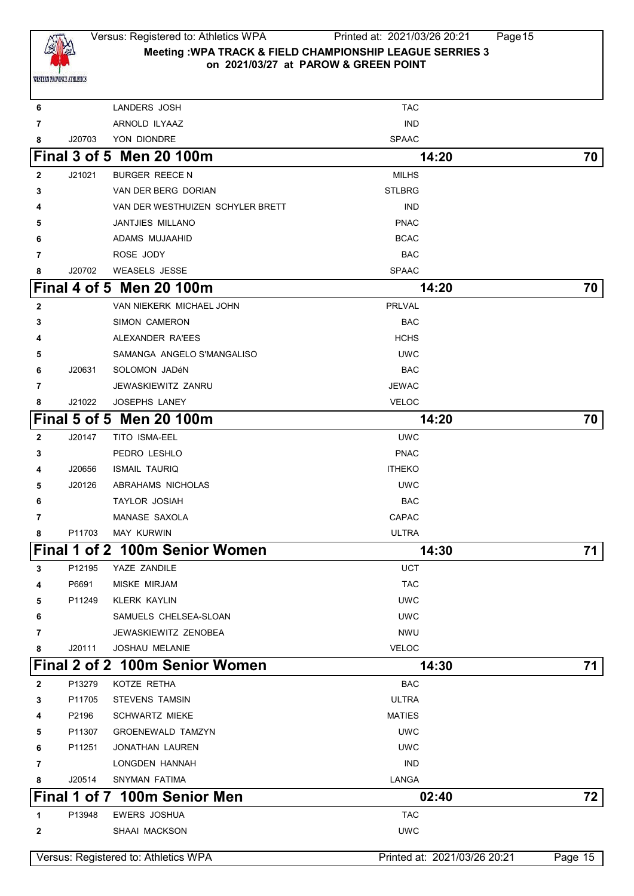| Lane | Licence | Name | Club |
|---|---|---|---|
| 6 | | LANDERS JOSH | TAC |
| 7 | | ARNOLD ILYAAZ | IND |
| 8 | J20703 | YON DIONDRE | SPAAC |

## Final 3 of 5 Men 20 100m — 14:20 — 70

| Lane | Licence | Name | Club |
|---|---|---|---|
| 2 | J21021 | BURGER REECE N | MILHS |
| 3 | | VAN DER BERG DORIAN | STLBRG |
| 4 | | VAN DER WESTHUIZEN SCHYLER BRETT | IND |
| 5 | | JANTJIES MILLANO | PNAC |
| 6 | | ADAMS MUJAAHID | BCAC |
| 7 | | ROSE JODY | BAC |
| 8 | J20702 | WEASELS JESSE | SPAAC |

## Final 4 of 5 Men 20 100m — 14:20 — 70

| Lane | Licence | Name | Club |
|---|---|---|---|
| 2 | | VAN NIEKERK MICHAEL JOHN | PRLVAL |
| 3 | | SIMON CAMERON | BAC |
| 4 | | ALEXANDER RA'EES | HCHS |
| 5 | | SAMANGA ANGELO S'MANGALISO | UWC |
| 6 | J20631 | SOLOMON JADéN | BAC |
| 7 | | JEWASKIEWITZ ZANRU | JEWAC |
| 8 | J21022 | JOSEPHS LANEY | VELOC |

## Final 5 of 5 Men 20 100m — 14:20 — 70

| Lane | Licence | Name | Club |
|---|---|---|---|
| 2 | J20147 | TITO ISMA-EEL | UWC |
| 3 | | PEDRO LESHLO | PNAC |
| 4 | J20656 | ISMAIL TAURIQ | ITHEKO |
| 5 | J20126 | ABRAHAMS NICHOLAS | UWC |
| 6 | | TAYLOR JOSIAH | BAC |
| 7 | | MANASE SAXOLA | CAPAC |
| 8 | P11703 | MAY KURWIN | ULTRA |

## Final 1 of 2 100m Senior Women — 14:30 — 71

| Lane | Licence | Name | Club |
|---|---|---|---|
| 3 | P12195 | YAZE ZANDILE | UCT |
| 4 | P6691 | MISKE MIRJAM | TAC |
| 5 | P11249 | KLERK KAYLIN | UWC |
| 6 | | SAMUELS CHELSEA-SLOAN | UWC |
| 7 | | JEWASKIEWITZ ZENOBEA | NWU |
| 8 | J20111 | JOSHAU MELANIE | VELOC |

## Final 2 of 2 100m Senior Women — 14:30 — 71

| Lane | Licence | Name | Club |
|---|---|---|---|
| 2 | P13279 | KOTZE RETHA | BAC |
| 3 | P11705 | STEVENS TAMSIN | ULTRA |
| 4 | P2196 | SCHWARTZ MIEKE | MATIES |
| 5 | P11307 | GROENEWALD TAMZYN | UWC |
| 6 | P11251 | JONATHAN LAUREN | UWC |
| 7 | | LONGDEN HANNAH | IND |
| 8 | J20514 | SNYMAN FATIMA | LANGA |

## Final 1 of 7 100m Senior Men — 02:40 — 72

| Lane | Licence | Name | Club |
|---|---|---|---|
| 1 | P13948 | EWERS JOSHUA | TAC |
| 2 | | SHAAI MACKSON | UWC |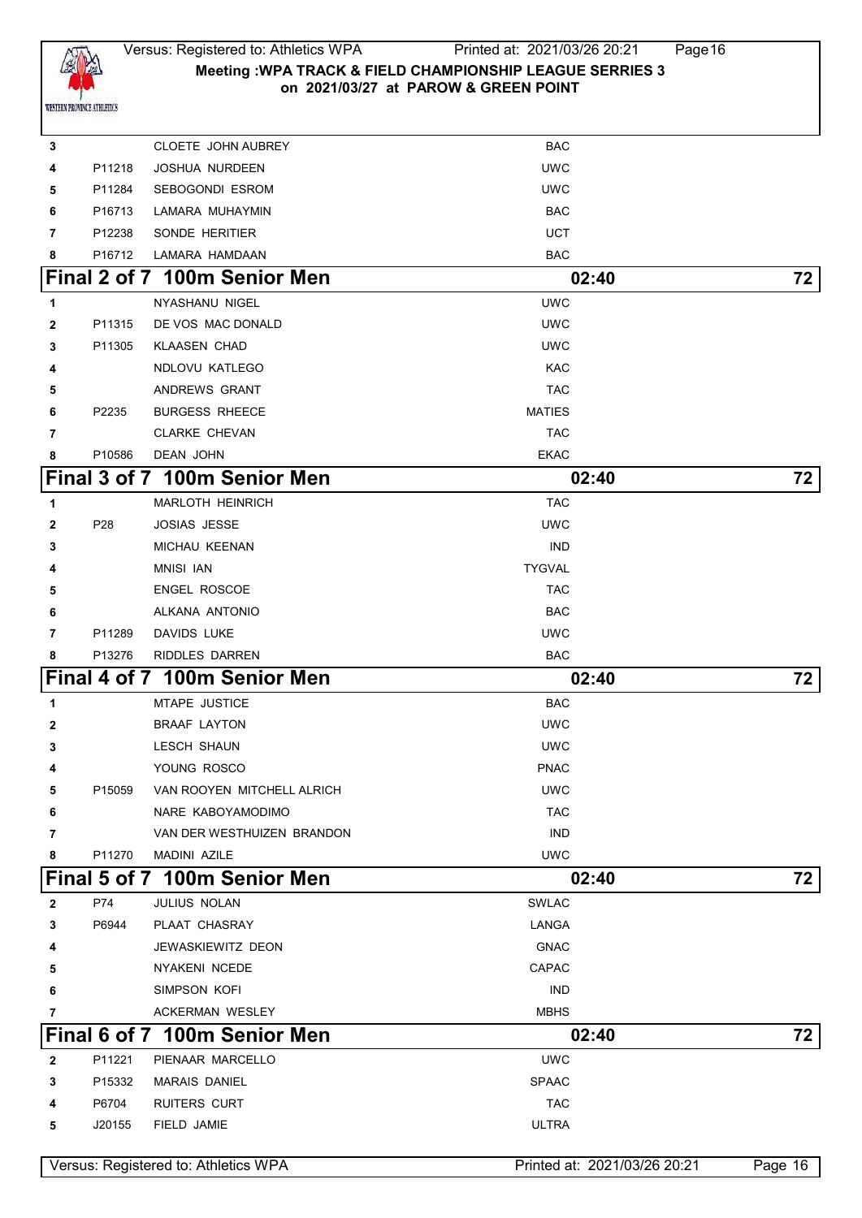| | | | |
|---|---|---|---|
| 3 | | CLOETE JOHN AUBREY | BAC |
| 4 | P11218 | JOSHUA NURDEEN | UWC |
| 5 | P11284 | SEBOGONDI ESROM | UWC |
| 6 | P16713 | LAMARA MUHAYMIN | BAC |
| 7 | P12238 | SONDE HERITIER | UCT |
| 8 | P16712 | LAMARA HAMDAAN | BAC |

## Final 2 of 7 100m Senior Men — 02:40 — 72

| | | | |
|---|---|---|---|
| 1 | | NYASHANU NIGEL | UWC |
| 2 | P11315 | DE VOS MAC DONALD | UWC |
| 3 | P11305 | KLAASEN CHAD | UWC |
| 4 | | NDLOVU KATLEGO | KAC |
| 5 | | ANDREWS GRANT | TAC |
| 6 | P2235 | BURGESS RHEECE | MATIES |
| 7 | | CLARKE CHEVAN | TAC |
| 8 | P10586 | DEAN JOHN | EKAC |

## Final 3 of 7 100m Senior Men — 02:40 — 72

| | | | |
|---|---|---|---|
| 1 | | MARLOTH HEINRICH | TAC |
| 2 | P28 | JOSIAS JESSE | UWC |
| 3 | | MICHAU KEENAN | IND |
| 4 | | MNISI IAN | TYGVAL |
| 5 | | ENGEL ROSCOE | TAC |
| 6 | | ALKANA ANTONIO | BAC |
| 7 | P11289 | DAVIDS LUKE | UWC |
| 8 | P13276 | RIDDLES DARREN | BAC |

## Final 4 of 7 100m Senior Men — 02:40 — 72

| | | | |
|---|---|---|---|
| 1 | | MTAPE JUSTICE | BAC |
| 2 | | BRAAF LAYTON | UWC |
| 3 | | LESCH SHAUN | UWC |
| 4 | | YOUNG ROSCO | PNAC |
| 5 | P15059 | VAN ROOYEN MITCHELL ALRICH | UWC |
| 6 | | NARE KABOYAMODIMO | TAC |
| 7 | | VAN DER WESTHUIZEN BRANDON | IND |
| 8 | P11270 | MADINI AZILE | UWC |

## Final 5 of 7 100m Senior Men — 02:40 — 72

| | | | |
|---|---|---|---|
| 2 | P74 | JULIUS NOLAN | SWLAC |
| 3 | P6944 | PLAAT CHASRAY | LANGA |
| 4 | | JEWASKIEWITZ DEON | GNAC |
| 5 | | NYAKENI NCEDE | CAPAC |
| 6 | | SIMPSON KOFI | IND |
| 7 | | ACKERMAN WESLEY | MBHS |

## Final 6 of 7 100m Senior Men — 02:40 — 72

| | | | |
|---|---|---|---|
| 2 | P11221 | PIENAAR MARCELLO | UWC |
| 3 | P15332 | MARAIS DANIEL | SPAAC |
| 4 | P6704 | RUITERS CURT | TAC |
| 5 | J20155 | FIELD JAMIE | ULTRA |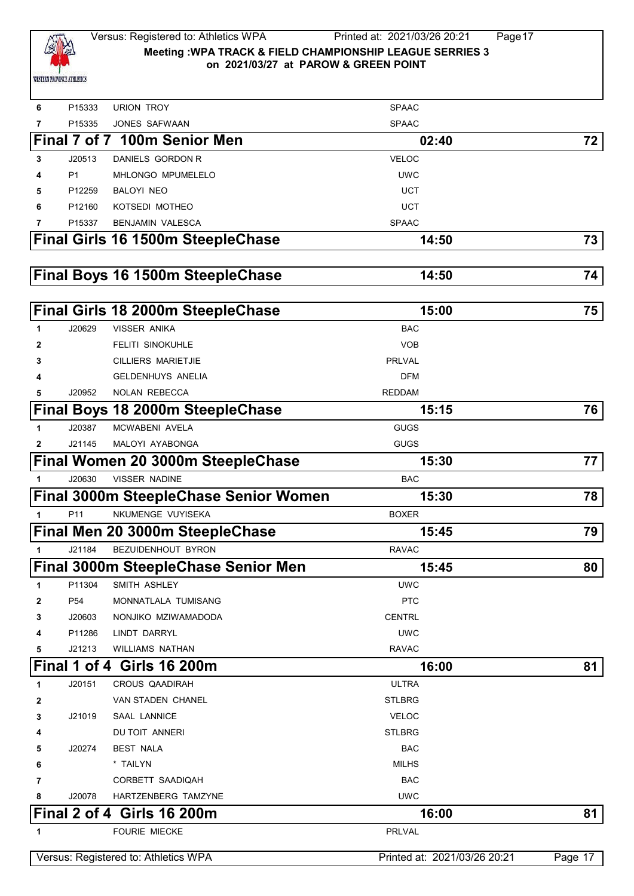| | | | |
|---|---|---|---|
| 6 | P15333 | URION TROY | SPAAC |
| 7 | P15335 | JONES SAFWAAN | SPAAC |

## Final 7 of 7 100m Senior Men — 02:40 — 72

| | | | |
|---|---|---|---|
| 3 | J20513 | DANIELS GORDON R | VELOC |
| 4 | P1 | MHLONGO MPUMELELO | UWC |
| 5 | P12259 | BALOYI NEO | UCT |
| 6 | P12160 | KOTSEDI MOTHEO | UCT |
| 7 | P15337 | BENJAMIN VALESCA | SPAAC |

## Final Girls 16 1500m SteepleChase — 14:50 — 73

## Final Boys 16 1500m SteepleChase — 14:50 — 74

## Final Girls 18 2000m SteepleChase — 15:00 — 75

| | | | |
|---|---|---|---|
| 1 | J20629 | VISSER ANIKA | BAC |
| 2 | | FELITI SINOKUHLE | VOB |
| 3 | | CILLIERS MARIETJIE | PRLVAL |
| 4 | | GELDENHUYS ANELIA | DFM |
| 5 | J20952 | NOLAN REBECCA | REDDAM |

## Final Boys 18 2000m SteepleChase — 15:15 — 76

| | | | |
|---|---|---|---|
| 1 | J20387 | MCWABENI AVELA | GUGS |
| 2 | J21145 | MALOYI AYABONGA | GUGS |

## Final Women 20 3000m SteepleChase — 15:30 — 77

| | | | |
|---|---|---|---|
| 1 | J20630 | VISSER NADINE | BAC |

## Final 3000m SteepleChase Senior Women — 15:30 — 78

| | | | |
|---|---|---|---|
| 1 | P11 | NKUMENGE VUYISEKA | BOXER |

## Final Men 20 3000m SteepleChase — 15:45 — 79

| | | | |
|---|---|---|---|
| 1 | J21184 | BEZUIDENHOUT BYRON | RAVAC |

## Final 3000m SteepleChase Senior Men — 15:45 — 80

| | | | |
|---|---|---|---|
| 1 | P11304 | SMITH ASHLEY | UWC |
| 2 | P54 | MONNATLALA TUMISANG | PTC |
| 3 | J20603 | NONJIKO MZIWAMADODA | CENTRL |
| 4 | P11286 | LINDT DARRYL | UWC |
| 5 | J21213 | WILLIAMS NATHAN | RAVAC |

## Final 1 of 4 Girls 16 200m — 16:00 — 81

| | | | |
|---|---|---|---|
| 1 | J20151 | CROUS QAADIRAH | ULTRA |
| 2 | | VAN STADEN CHANEL | STLBRG |
| 3 | J21019 | SAAL LANNICE | VELOC |
| 4 | | DU TOIT ANNERI | STLBRG |
| 5 | J20274 | BEST NALA | BAC |
| 6 | | * TAILYN | MILHS |
| 7 | | CORBETT SAADIQAH | BAC |
| 8 | J20078 | HARTZENBERG TAMZYNE | UWC |

## Final 2 of 4 Girls 16 200m — 16:00 — 81

| | | | |
|---|---|---|---|
| 1 | | FOURIE MIECKE | PRLVAL |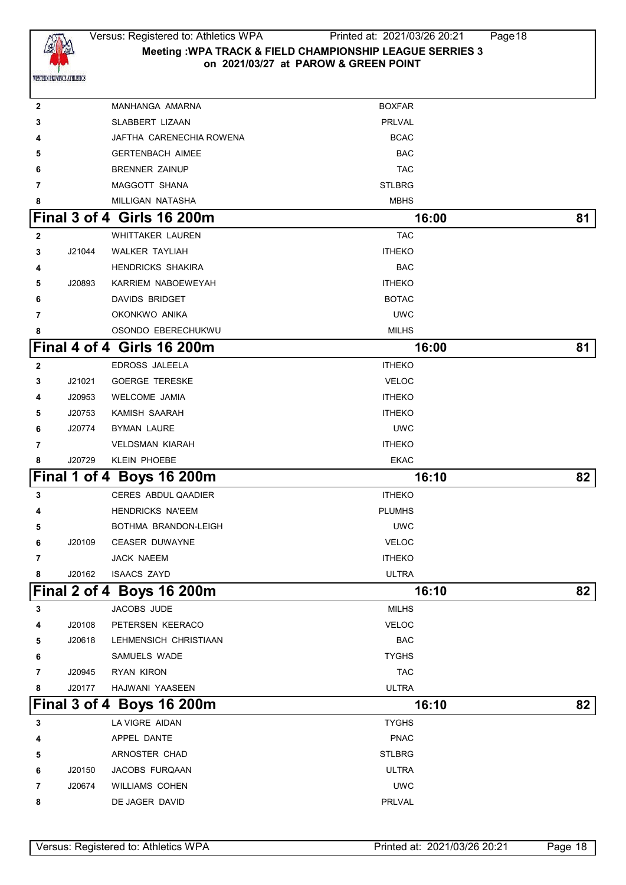| Lane | Reg No | Name | Club |
|---|---|---|---|
| 2 | | MANHANGA AMARNA | BOXFAR |
| 3 | | SLABBERT LIZAAN | PRLVAL |
| 4 | | JAFTHA CARENECHIA ROWENA | BCAC |
| 5 | | GERTENBACH AIMEE | BAC |
| 6 | | BRENNER ZAINUP | TAC |
| 7 | | MAGGOTT SHANA | STLBRG |
| 8 | | MILLIGAN NATASHA | MBHS |

## Final 3 of 4 Girls 16 200m — 16:00 — 81

| Lane | Reg No | Name | Club |
|---|---|---|---|
| 2 | | WHITTAKER LAUREN | TAC |
| 3 | J21044 | WALKER TAYLIAH | ITHEKO |
| 4 | | HENDRICKS SHAKIRA | BAC |
| 5 | J20893 | KARRIEM NABOEWEYAH | ITHEKO |
| 6 | | DAVIDS BRIDGET | BOTAC |
| 7 | | OKONKWO ANIKA | UWC |
| 8 | | OSONDO EBERECHUKWU | MILHS |

## Final 4 of 4 Girls 16 200m — 16:00 — 81

| Lane | Reg No | Name | Club |
|---|---|---|---|
| 2 | | EDROSS JALEELA | ITHEKO |
| 3 | J21021 | GOERGE TERESKE | VELOC |
| 4 | J20953 | WELCOME JAMIA | ITHEKO |
| 5 | J20753 | KAMISH SAARAH | ITHEKO |
| 6 | J20774 | BYMAN LAURE | UWC |
| 7 | | VELDSMAN KIARAH | ITHEKO |
| 8 | J20729 | KLEIN PHOEBE | EKAC |

## Final 1 of 4 Boys 16 200m — 16:10 — 82

| Lane | Reg No | Name | Club |
|---|---|---|---|
| 3 | | CERES ABDUL QAADIER | ITHEKO |
| 4 | | HENDRICKS NA'EEM | PLUMHS |
| 5 | | BOTHMA BRANDON-LEIGH | UWC |
| 6 | J20109 | CEASER DUWAYNE | VELOC |
| 7 | | JACK NAEEM | ITHEKO |
| 8 | J20162 | ISAACS ZAYD | ULTRA |

## Final 2 of 4 Boys 16 200m — 16:10 — 82

| Lane | Reg No | Name | Club |
|---|---|---|---|
| 3 | | JACOBS JUDE | MILHS |
| 4 | J20108 | PETERSEN KEERACO | VELOC |
| 5 | J20618 | LEHMENSICH CHRISTIAAN | BAC |
| 6 | | SAMUELS WADE | TYGHS |
| 7 | J20945 | RYAN KIRON | TAC |
| 8 | J20177 | HAJWANI YAASEEN | ULTRA |

## Final 3 of 4 Boys 16 200m — 16:10 — 82

| Lane | Reg No | Name | Club |
|---|---|---|---|
| 3 | | LA VIGRE AIDAN | TYGHS |
| 4 | | APPEL DANTE | PNAC |
| 5 | | ARNOSTER CHAD | STLBRG |
| 6 | J20150 | JACOBS FURQAAN | ULTRA |
| 7 | J20674 | WILLIAMS COHEN | UWC |
| 8 | | DE JAGER DAVID | PRLVAL |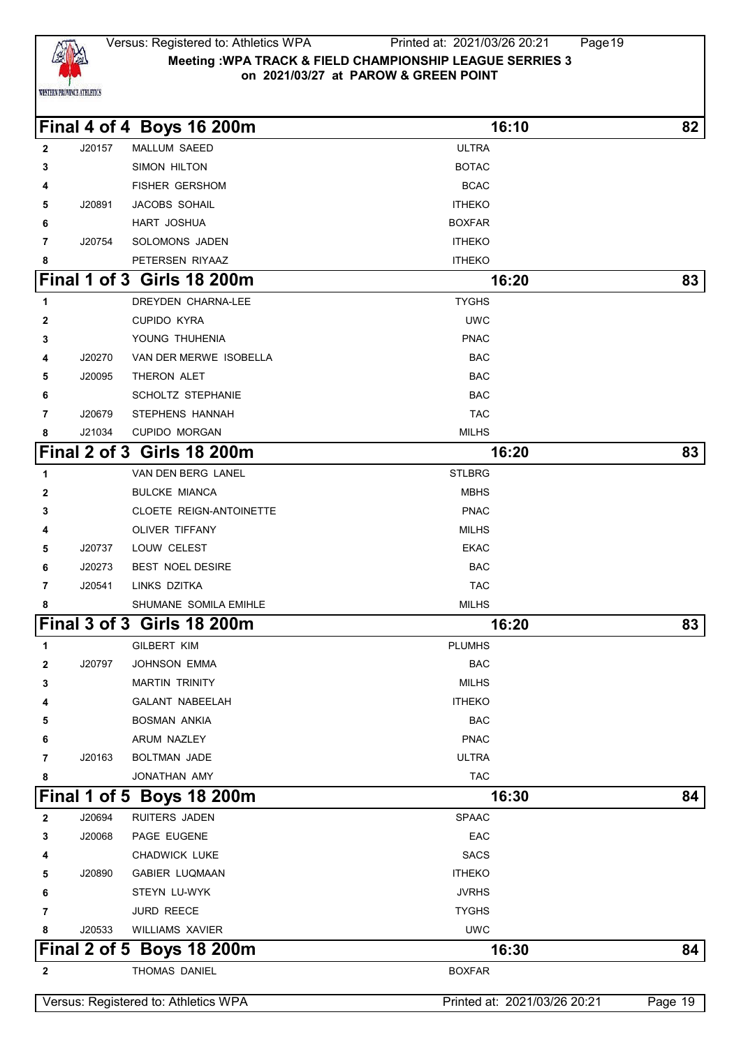Meeting :WPA TRACK & FIELD CHAMPIONSHIP LEAGUE SERRIES 3
on 2021/03/27 at PAROW & GREEN POINT

## Final 4 of 4 Boys 16 200m — 16:10 — 82

| Lane | No. | Name | Club |
|---|---|---|---|
| 2 | J20157 | MALLUM SAEED | ULTRA |
| 3 | | SIMON HILTON | BOTAC |
| 4 | | FISHER GERSHOM | BCAC |
| 5 | J20891 | JACOBS SOHAIL | ITHEKO |
| 6 | | HART JOSHUA | BOXFAR |
| 7 | J20754 | SOLOMONS JADEN | ITHEKO |
| 8 | | PETERSEN RIYAAZ | ITHEKO |

## Final 1 of 3 Girls 18 200m — 16:20 — 83

| Lane | No. | Name | Club |
|---|---|---|---|
| 1 | | DREYDEN CHARNA-LEE | TYGHS |
| 2 | | CUPIDO KYRA | UWC |
| 3 | | YOUNG THUHENIA | PNAC |
| 4 | J20270 | VAN DER MERWE ISOBELLA | BAC |
| 5 | J20095 | THERON ALET | BAC |
| 6 | | SCHOLTZ STEPHANIE | BAC |
| 7 | J20679 | STEPHENS HANNAH | TAC |
| 8 | J21034 | CUPIDO MORGAN | MILHS |

## Final 2 of 3 Girls 18 200m — 16:20 — 83

| Lane | No. | Name | Club |
|---|---|---|---|
| 1 | | VAN DEN BERG LANEL | STLBRG |
| 2 | | BULCKE MIANCA | MBHS |
| 3 | | CLOETE REIGN-ANTOINETTE | PNAC |
| 4 | | OLIVER TIFFANY | MILHS |
| 5 | J20737 | LOUW CELEST | EKAC |
| 6 | J20273 | BEST NOEL DESIRE | BAC |
| 7 | J20541 | LINKS DZITKA | TAC |
| 8 | | SHUMANE SOMILA EMIHLE | MILHS |

## Final 3 of 3 Girls 18 200m — 16:20 — 83

| Lane | No. | Name | Club |
|---|---|---|---|
| 1 | | GILBERT KIM | PLUMHS |
| 2 | J20797 | JOHNSON EMMA | BAC |
| 3 | | MARTIN TRINITY | MILHS |
| 4 | | GALANT NABEELAH | ITHEKO |
| 5 | | BOSMAN ANKIA | BAC |
| 6 | | ARUM NAZLEY | PNAC |
| 7 | J20163 | BOLTMAN JADE | ULTRA |
| 8 | | JONATHAN AMY | TAC |

## Final 1 of 5 Boys 18 200m — 16:30 — 84

| Lane | No. | Name | Club |
|---|---|---|---|
| 2 | J20694 | RUITERS JADEN | SPAAC |
| 3 | J20068 | PAGE EUGENE | EAC |
| 4 | | CHADWICK LUKE | SACS |
| 5 | J20890 | GABIER LUQMAAN | ITHEKO |
| 6 | | STEYN LU-WYK | JVRHS |
| 7 | | JURD REECE | TYGHS |
| 8 | J20533 | WILLIAMS XAVIER | UWC |

## Final 2 of 5 Boys 18 200m — 16:30 — 84

| Lane | No. | Name | Club |
|---|---|---|---|
| 2 | | THOMAS DANIEL | BOXFAR |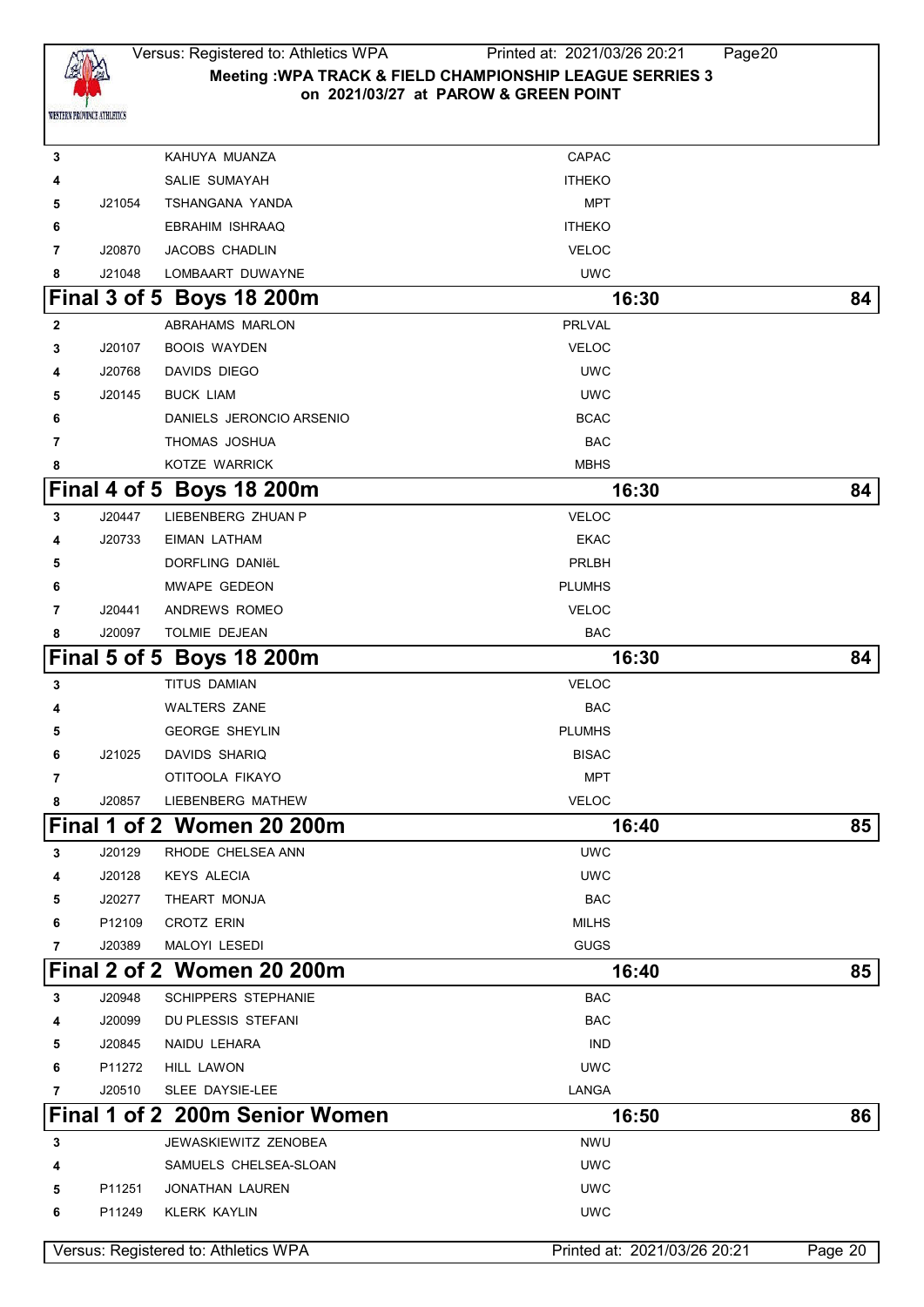| | | | |
|---|---|---|---|
| 3 | | KAHUYA MUANZA | CAPAC |
| 4 | | SALIE SUMAYAH | ITHEKO |
| 5 | J21054 | TSHANGANA YANDA | MPT |
| 6 | | EBRAHIM ISHRAAQ | ITHEKO |
| 7 | J20870 | JACOBS CHADLIN | VELOC |
| 8 | J21048 | LOMBAART DUWAYNE | UWC |

## Final 3 of 5 Boys 18 200m — 16:30 — 84

| | | | |
|---|---|---|---|
| 2 | | ABRAHAMS MARLON | PRLVAL |
| 3 | J20107 | BOOIS WAYDEN | VELOC |
| 4 | J20768 | DAVIDS DIEGO | UWC |
| 5 | J20145 | BUCK LIAM | UWC |
| 6 | | DANIELS JERONCIO ARSENIO | BCAC |
| 7 | | THOMAS JOSHUA | BAC |
| 8 | | KOTZE WARRICK | MBHS |

## Final 4 of 5 Boys 18 200m — 16:30 — 84

| | | | |
|---|---|---|---|
| 3 | J20447 | LIEBENBERG ZHUAN P | VELOC |
| 4 | J20733 | EIMAN LATHAM | EKAC |
| 5 | | DORFLING DANIëL | PRLBH |
| 6 | | MWAPE GEDEON | PLUMHS |
| 7 | J20441 | ANDREWS ROMEO | VELOC |
| 8 | J20097 | TOLMIE DEJEAN | BAC |

## Final 5 of 5 Boys 18 200m — 16:30 — 84

| | | | |
|---|---|---|---|
| 3 | | TITUS DAMIAN | VELOC |
| 4 | | WALTERS ZANE | BAC |
| 5 | | GEORGE SHEYLIN | PLUMHS |
| 6 | J21025 | DAVIDS SHARIQ | BISAC |
| 7 | | OTITOOLA FIKAYO | MPT |
| 8 | J20857 | LIEBENBERG MATHEW | VELOC |

## Final 1 of 2 Women 20 200m — 16:40 — 85

| | | | |
|---|---|---|---|
| 3 | J20129 | RHODE CHELSEA ANN | UWC |
| 4 | J20128 | KEYS ALECIA | UWC |
| 5 | J20277 | THEART MONJA | BAC |
| 6 | P12109 | CROTZ ERIN | MILHS |
| 7 | J20389 | MALOYI LESEDI | GUGS |

## Final 2 of 2 Women 20 200m — 16:40 — 85

| | | | |
|---|---|---|---|
| 3 | J20948 | SCHIPPERS STEPHANIE | BAC |
| 4 | J20099 | DU PLESSIS STEFANI | BAC |
| 5 | J20845 | NAIDU LEHARA | IND |
| 6 | P11272 | HILL LAWON | UWC |
| 7 | J20510 | SLEE DAYSIE-LEE | LANGA |

## Final 1 of 2 200m Senior Women — 16:50 — 86

| | | | |
|---|---|---|---|
| 3 | | JEWASKIEWITZ ZENOBEA | NWU |
| 4 | | SAMUELS CHELSEA-SLOAN | UWC |
| 5 | P11251 | JONATHAN LAUREN | UWC |
| 6 | P11249 | KLERK KAYLIN | UWC |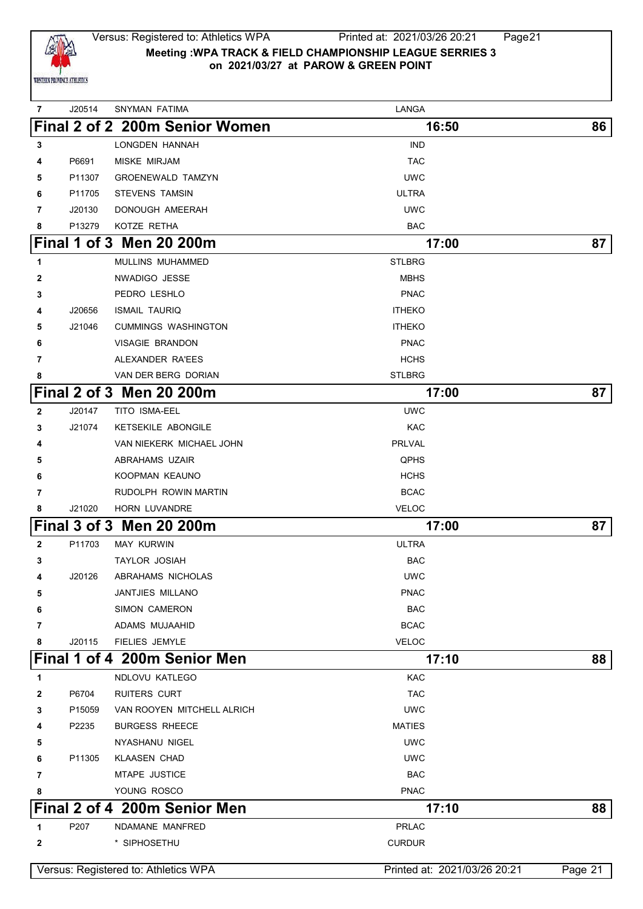| 7 | J20514 | SNYMAN FATIMA | LANGA |
|---|---|---|---|

## Final 2 of 2 200m Senior Women — 16:50 — 86

| Lane | No. | Name | Club |
|---|---|---|---|
| 3 | | LONGDEN HANNAH | IND |
| 4 | P6691 | MISKE MIRJAM | TAC |
| 5 | P11307 | GROENEWALD TAMZYN | UWC |
| 6 | P11705 | STEVENS TAMSIN | ULTRA |
| 7 | J20130 | DONOUGH AMEERAH | UWC |
| 8 | P13279 | KOTZE RETHA | BAC |

## Final 1 of 3 Men 20 200m — 17:00 — 87

| Lane | No. | Name | Club |
|---|---|---|---|
| 1 | | MULLINS MUHAMMED | STLBRG |
| 2 | | NWADIGO JESSE | MBHS |
| 3 | | PEDRO LESHLO | PNAC |
| 4 | J20656 | ISMAIL TAURIQ | ITHEKO |
| 5 | J21046 | CUMMINGS WASHINGTON | ITHEKO |
| 6 | | VISAGIE BRANDON | PNAC |
| 7 | | ALEXANDER RA'EES | HCHS |
| 8 | | VAN DER BERG DORIAN | STLBRG |

## Final 2 of 3 Men 20 200m — 17:00 — 87

| Lane | No. | Name | Club |
|---|---|---|---|
| 2 | J20147 | TITO ISMA-EEL | UWC |
| 3 | J21074 | KETSEKILE ABONGILE | KAC |
| 4 | | VAN NIEKERK MICHAEL JOHN | PRLVAL |
| 5 | | ABRAHAMS UZAIR | QPHS |
| 6 | | KOOPMAN KEAUNO | HCHS |
| 7 | | RUDOLPH ROWIN MARTIN | BCAC |
| 8 | J21020 | HORN LUVANDRE | VELOC |

## Final 3 of 3 Men 20 200m — 17:00 — 87

| Lane | No. | Name | Club |
|---|---|---|---|
| 2 | P11703 | MAY KURWIN | ULTRA |
| 3 | | TAYLOR JOSIAH | BAC |
| 4 | J20126 | ABRAHAMS NICHOLAS | UWC |
| 5 | | JANTJIES MILLANO | PNAC |
| 6 | | SIMON CAMERON | BAC |
| 7 | | ADAMS MUJAAHID | BCAC |
| 8 | J20115 | FIELIES JEMYLE | VELOC |

## Final 1 of 4 200m Senior Men — 17:10 — 88

| Lane | No. | Name | Club |
|---|---|---|---|
| 1 | | NDLOVU KATLEGO | KAC |
| 2 | P6704 | RUITERS CURT | TAC |
| 3 | P15059 | VAN ROOYEN MITCHELL ALRICH | UWC |
| 4 | P2235 | BURGESS RHEECE | MATIES |
| 5 | | NYASHANU NIGEL | UWC |
| 6 | P11305 | KLAASEN CHAD | UWC |
| 7 | | MTAPE JUSTICE | BAC |
| 8 | | YOUNG ROSCO | PNAC |

## Final 2 of 4 200m Senior Men — 17:10 — 88

| Lane | No. | Name | Club |
|---|---|---|---|
| 1 | P207 | NDAMANE MANFRED | PRLAC |
| 2 | | * SIPHOSETHU | CURDUR |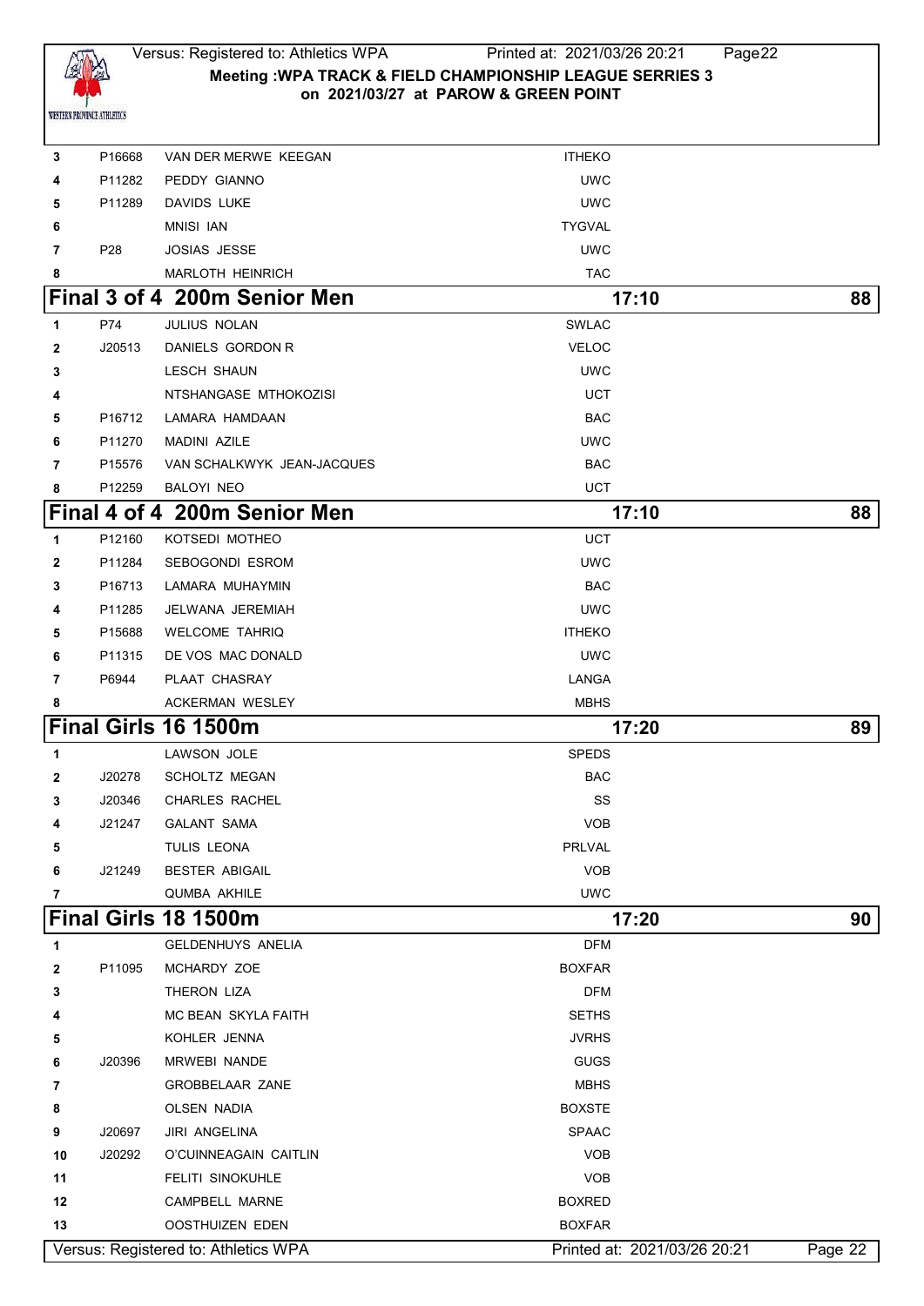| | | | |
|---|---|---|---|
| 3 | P16668 | VAN DER MERWE KEEGAN | ITHEKO |
| 4 | P11282 | PEDDY GIANNO | UWC |
| 5 | P11289 | DAVIDS LUKE | UWC |
| 6 | | MNISI IAN | TYGVAL |
| 7 | P28 | JOSIAS JESSE | UWC |
| 8 | | MARLOTH HEINRICH | TAC |

## Final 3 of 4 200m Senior Men — 17:10 — 88

| | | | |
|---|---|---|---|
| 1 | P74 | JULIUS NOLAN | SWLAC |
| 2 | J20513 | DANIELS GORDON R | VELOC |
| 3 | | LESCH SHAUN | UWC |
| 4 | | NTSHANGASE MTHOKOZISI | UCT |
| 5 | P16712 | LAMARA HAMDAAN | BAC |
| 6 | P11270 | MADINI AZILE | UWC |
| 7 | P15576 | VAN SCHALKWYK JEAN-JACQUES | BAC |
| 8 | P12259 | BALOYI NEO | UCT |

## Final 4 of 4 200m Senior Men — 17:10 — 88

| | | | |
|---|---|---|---|
| 1 | P12160 | KOTSEDI MOTHEO | UCT |
| 2 | P11284 | SEBOGONDI ESROM | UWC |
| 3 | P16713 | LAMARA MUHAYMIN | BAC |
| 4 | P11285 | JELWANA JEREMIAH | UWC |
| 5 | P15688 | WELCOME TAHRIQ | ITHEKO |
| 6 | P11315 | DE VOS MAC DONALD | UWC |
| 7 | P6944 | PLAAT CHASRAY | LANGA |
| 8 | | ACKERMAN WESLEY | MBHS |

## Final Girls 16 1500m — 17:20 — 89

| | | | |
|---|---|---|---|
| 1 | | LAWSON JOLE | SPEDS |
| 2 | J20278 | SCHOLTZ MEGAN | BAC |
| 3 | J20346 | CHARLES RACHEL | SS |
| 4 | J21247 | GALANT SAMA | VOB |
| 5 | | TULIS LEONA | PRLVAL |
| 6 | J21249 | BESTER ABIGAIL | VOB |
| 7 | | QUMBA AKHILE | UWC |

## Final Girls 18 1500m — 17:20 — 90

| | | | |
|---|---|---|---|
| 1 | | GELDENHUYS ANELIA | DFM |
| 2 | P11095 | MCHARDY ZOE | BOXFAR |
| 3 | | THERON LIZA | DFM |
| 4 | | MC BEAN SKYLA FAITH | SETHS |
| 5 | | KOHLER JENNA | JVRHS |
| 6 | J20396 | MRWEBI NANDE | GUGS |
| 7 | | GROBBELAAR ZANE | MBHS |
| 8 | | OLSEN NADIA | BOXSTE |
| 9 | J20697 | JIRI ANGELINA | SPAAC |
| 10 | J20292 | O'CUINNEAGAIN CAITLIN | VOB |
| 11 | | FELITI SINOKUHLE | VOB |
| 12 | | CAMPBELL MARNE | BOXRED |
| 13 | | OOSTHUIZEN EDEN | BOXFAR |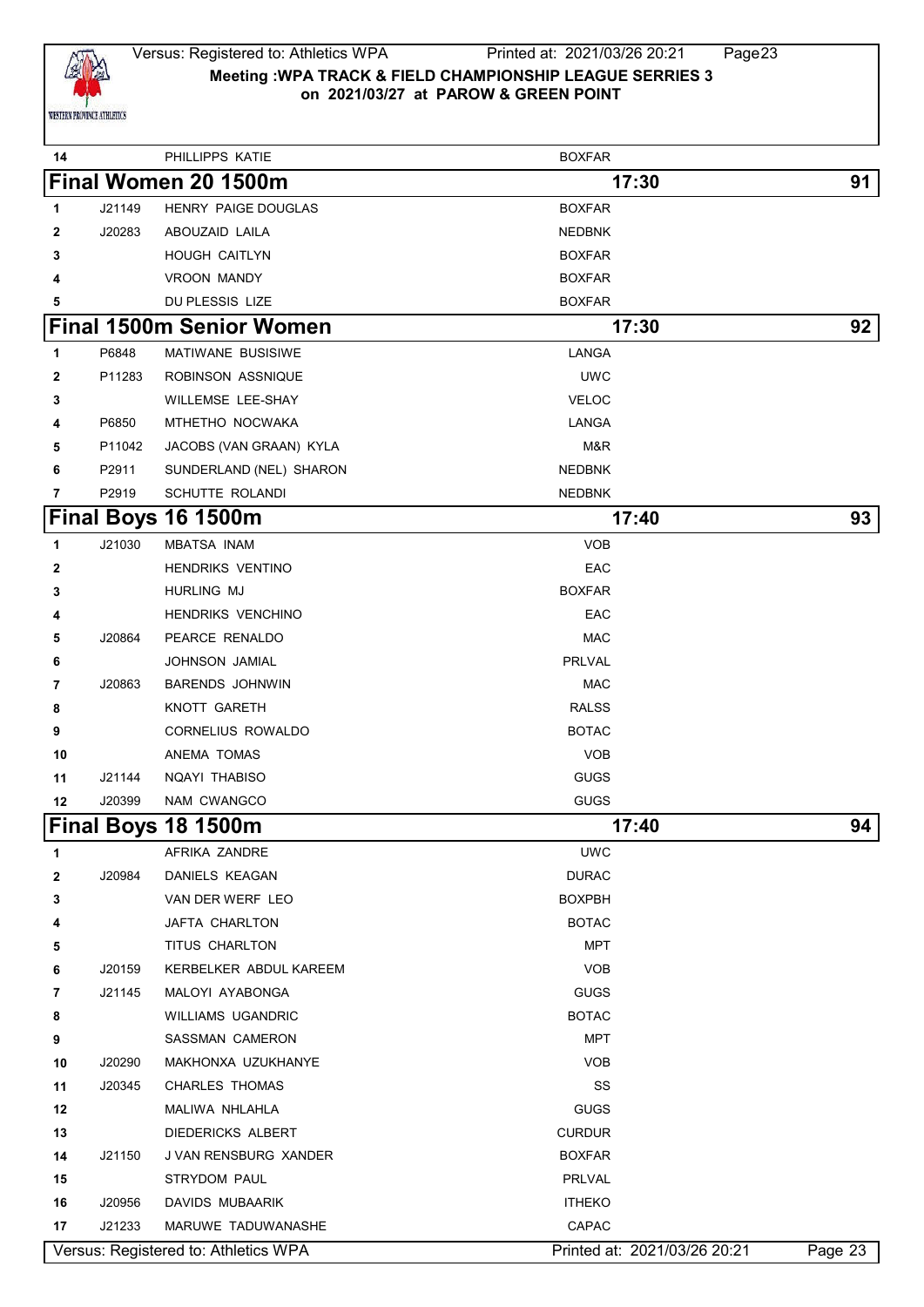| 14 | | PHILLIPPS KATIE | BOXFAR |
|---|---|---|---|

## Final Women 20 1500m — 17:30 — 91

| # | Licence | Name | Club |
|---|---|---|---|
| 1 | J21149 | HENRY PAIGE DOUGLAS | BOXFAR |
| 2 | J20283 | ABOUZAID LAILA | NEDBNK |
| 3 | | HOUGH CAITLYN | BOXFAR |
| 4 | | VROON MANDY | BOXFAR |
| 5 | | DU PLESSIS LIZE | BOXFAR |

## Final 1500m Senior Women — 17:30 — 92

| # | Licence | Name | Club |
|---|---|---|---|
| 1 | P6848 | MATIWANE BUSISIWE | LANGA |
| 2 | P11283 | ROBINSON ASSNIQUE | UWC |
| 3 | | WILLEMSE LEE-SHAY | VELOC |
| 4 | P6850 | MTHETHO NOCWAKA | LANGA |
| 5 | P11042 | JACOBS (VAN GRAAN) KYLA | M&R |
| 6 | P2911 | SUNDERLAND (NEL) SHARON | NEDBNK |
| 7 | P2919 | SCHUTTE ROLANDI | NEDBNK |

## Final Boys 16 1500m — 17:40 — 93

| # | Licence | Name | Club |
|---|---|---|---|
| 1 | J21030 | MBATSA INAM | VOB |
| 2 | | HENDRIKS VENTINO | EAC |
| 3 | | HURLING MJ | BOXFAR |
| 4 | | HENDRIKS VENCHINO | EAC |
| 5 | J20864 | PEARCE RENALDO | MAC |
| 6 | | JOHNSON JAMIAL | PRLVAL |
| 7 | J20863 | BARENDS JOHNWIN | MAC |
| 8 | | KNOTT GARETH | RALSS |
| 9 | | CORNELIUS ROWALDO | BOTAC |
| 10 | | ANEMA TOMAS | VOB |
| 11 | J21144 | NQAYI THABISO | GUGS |
| 12 | J20399 | NAM CWANGCO | GUGS |

## Final Boys 18 1500m — 17:40 — 94

| # | Licence | Name | Club |
|---|---|---|---|
| 1 | | AFRIKA ZANDRE | UWC |
| 2 | J20984 | DANIELS KEAGAN | DURAC |
| 3 | | VAN DER WERF LEO | BOXPBH |
| 4 | | JAFTA CHARLTON | BOTAC |
| 5 | | TITUS CHARLTON | MPT |
| 6 | J20159 | KERBELKER ABDUL KAREEM | VOB |
| 7 | J21145 | MALOYI AYABONGA | GUGS |
| 8 | | WILLIAMS UGANDRIC | BOTAC |
| 9 | | SASSMAN CAMERON | MPT |
| 10 | J20290 | MAKHONXA UZUKHANYE | VOB |
| 11 | J20345 | CHARLES THOMAS | SS |
| 12 | | MALIWA NHLAHLA | GUGS |
| 13 | | DIEDERICKS ALBERT | CURDUR |
| 14 | J21150 | J VAN RENSBURG XANDER | BOXFAR |
| 15 | | STRYDOM PAUL | PRLVAL |
| 16 | J20956 | DAVIDS MUBAARIK | ITHEKO |
| 17 | J21233 | MARUWE TADUWANASHE | CAPAC |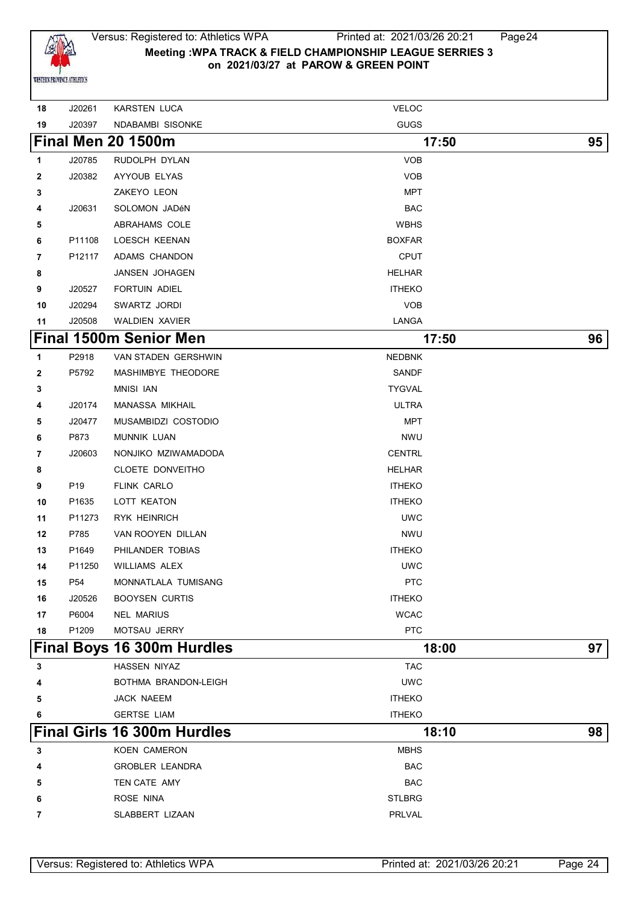| | | | |
|---|---|---|---|
| 18 | J20261 | KARSTEN LUCA | VELOC |
| 19 | J20397 | NDABAMBI SISONKE | GUGS |

## Final Men 20 1500m — 17:50 — 95

| | | | |
|---|---|---|---|
| 1 | J20785 | RUDOLPH DYLAN | VOB |
| 2 | J20382 | AYYOUB ELYAS | VOB |
| 3 | | ZAKEYO LEON | MPT |
| 4 | J20631 | SOLOMON JADéN | BAC |
| 5 | | ABRAHAMS COLE | WBHS |
| 6 | P11108 | LOESCH KEENAN | BOXFAR |
| 7 | P12117 | ADAMS CHANDON | CPUT |
| 8 | | JANSEN JOHAGEN | HELHAR |
| 9 | J20527 | FORTUIN ADIEL | ITHEKO |
| 10 | J20294 | SWARTZ JORDI | VOB |
| 11 | J20508 | WALDIEN XAVIER | LANGA |

## Final 1500m Senior Men — 17:50 — 96

| | | | |
|---|---|---|---|
| 1 | P2918 | VAN STADEN GERSHWIN | NEDBNK |
| 2 | P5792 | MASHIMBYE THEODORE | SANDF |
| 3 | | MNISI IAN | TYGVAL |
| 4 | J20174 | MANASSA MIKHAIL | ULTRA |
| 5 | J20477 | MUSAMBIDZI COSTODIO | MPT |
| 6 | P873 | MUNNIK LUAN | NWU |
| 7 | J20603 | NONJIKO MZIWAMADODA | CENTRL |
| 8 | | CLOETE DONVEITHO | HELHAR |
| 9 | P19 | FLINK CARLO | ITHEKO |
| 10 | P1635 | LOTT KEATON | ITHEKO |
| 11 | P11273 | RYK HEINRICH | UWC |
| 12 | P785 | VAN ROOYEN DILLAN | NWU |
| 13 | P1649 | PHILANDER TOBIAS | ITHEKO |
| 14 | P11250 | WILLIAMS ALEX | UWC |
| 15 | P54 | MONNATLALA TUMISANG | PTC |
| 16 | J20526 | BOOYSEN CURTIS | ITHEKO |
| 17 | P6004 | NEL MARIUS | WCAC |
| 18 | P1209 | MOTSAU JERRY | PTC |

## Final Boys 16 300m Hurdles — 18:00 — 97

| | | | |
|---|---|---|---|
| 3 | | HASSEN NIYAZ | TAC |
| 4 | | BOTHMA BRANDON-LEIGH | UWC |
| 5 | | JACK NAEEM | ITHEKO |
| 6 | | GERTSE LIAM | ITHEKO |

## Final Girls 16 300m Hurdles — 18:10 — 98

| | | | |
|---|---|---|---|
| 3 | | KOEN CAMERON | MBHS |
| 4 | | GROBLER LEANDRA | BAC |
| 5 | | TEN CATE AMY | BAC |
| 6 | | ROSE NINA | STLBRG |
| 7 | | SLABBERT LIZAAN | PRLVAL |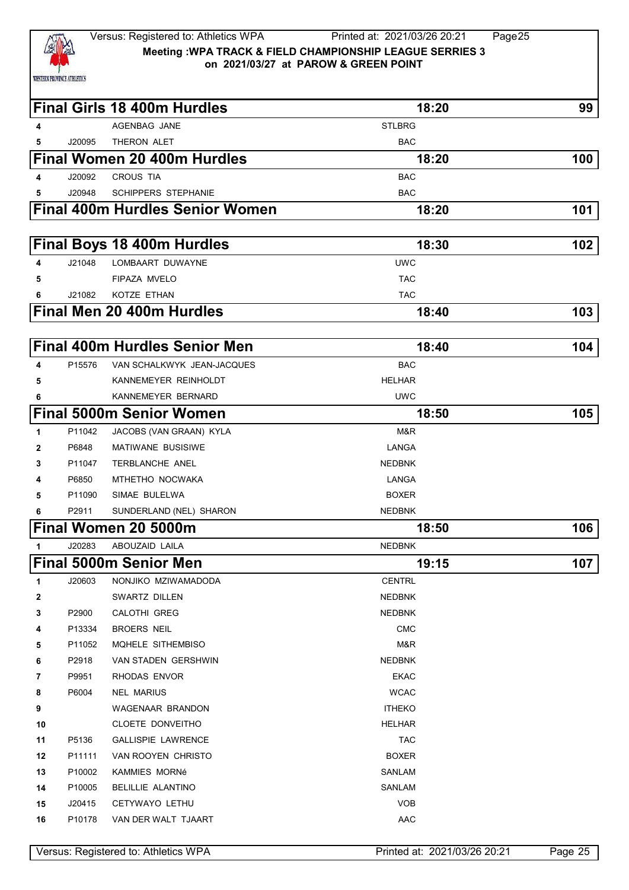## Final Girls 18 400m Hurdles — 18:20 — 99

| Lane | ID | Name | Club |
|---|---|---|---|
| 4 | | AGENBAG JANE | STLBRG |
| 5 | J20095 | THERON ALET | BAC |

## Final Women 20 400m Hurdles — 18:20 — 100

| Lane | ID | Name | Club |
|---|---|---|---|
| 4 | J20092 | CROUS TIA | BAC |
| 5 | J20948 | SCHIPPERS STEPHANIE | BAC |

## Final 400m Hurdles Senior Women — 18:20 — 101

## Final Boys 18 400m Hurdles — 18:30 — 102

| Lane | ID | Name | Club |
|---|---|---|---|
| 4 | J21048 | LOMBAART DUWAYNE | UWC |
| 5 | | FIPAZA MVELO | TAC |
| 6 | J21082 | KOTZE ETHAN | TAC |

## Final Men 20 400m Hurdles — 18:40 — 103

## Final 400m Hurdles Senior Men — 18:40 — 104

| Lane | ID | Name | Club |
|---|---|---|---|
| 4 | P15576 | VAN SCHALKWYK JEAN-JACQUES | BAC |
| 5 | | KANNEMEYER REINHOLDT | HELHAR |
| 6 | | KANNEMEYER BERNARD | UWC |

## Final 5000m Senior Women — 18:50 — 105

| No. | ID | Name | Club |
|---|---|---|---|
| 1 | P11042 | JACOBS (VAN GRAAN) KYLA | M&R |
| 2 | P6848 | MATIWANE BUSISIWE | LANGA |
| 3 | P11047 | TERBLANCHE ANEL | NEDBNK |
| 4 | P6850 | MTHETHO NOCWAKA | LANGA |
| 5 | P11090 | SIMAE BULELWA | BOXER |
| 6 | P2911 | SUNDERLAND (NEL) SHARON | NEDBNK |

## Final Women 20 5000m — 18:50 — 106

| No. | ID | Name | Club |
|---|---|---|---|
| 1 | J20283 | ABOUZAID LAILA | NEDBNK |

## Final 5000m Senior Men — 19:15 — 107

| No. | ID | Name | Club |
|---|---|---|---|
| 1 | J20603 | NONJIKO MZIWAMADODA | CENTRL |
| 2 | | SWARTZ DILLEN | NEDBNK |
| 3 | P2900 | CALOTHI GREG | NEDBNK |
| 4 | P13334 | BROERS NEIL | CMC |
| 5 | P11052 | MQHELE SITHEMBISO | M&R |
| 6 | P2918 | VAN STADEN GERSHWIN | NEDBNK |
| 7 | P9951 | RHODAS ENVOR | EKAC |
| 8 | P6004 | NEL MARIUS | WCAC |
| 9 | | WAGENAAR BRANDON | ITHEKO |
| 10 | | CLOETE DONVEITHO | HELHAR |
| 11 | P5136 | GALLISPIE LAWRENCE | TAC |
| 12 | P11111 | VAN ROOYEN CHRISTO | BOXER |
| 13 | P10002 | KAMMIES MORNé | SANLAM |
| 14 | P10005 | BELILLIE ALANTINO | SANLAM |
| 15 | J20415 | CETYWAYO LETHU | VOB |
| 16 | P10178 | VAN DER WALT TJAART | AAC |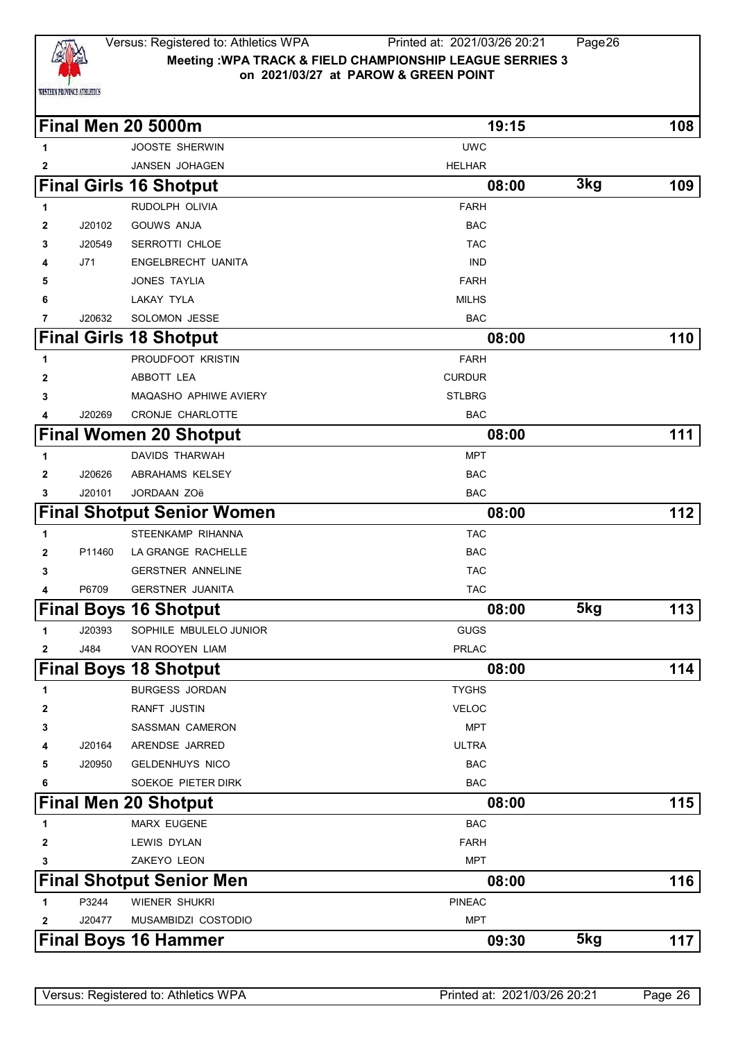Meeting :WPA TRACK & FIELD CHAMPIONSHIP LEAGUE SERRIES 3
on 2021/03/27 at PAROW & GREEN POINT

## Final Men 20 5000m — 19:15 — 108

| # | Lic | Name | Club |
|---|---|---|---|
| 1 | | JOOSTE SHERWIN | UWC |
| 2 | | JANSEN JOHAGEN | HELHAR |

## Final Girls 16 Shotput — 08:00 — 3kg — 109

| # | Lic | Name | Club |
|---|---|---|---|
| 1 | | RUDOLPH OLIVIA | FARH |
| 2 | J20102 | GOUWS ANJA | BAC |
| 3 | J20549 | SERROTTI CHLOE | TAC |
| 4 | J71 | ENGELBRECHT UANITA | IND |
| 5 | | JONES TAYLIA | FARH |
| 6 | | LAKAY TYLA | MILHS |
| 7 | J20632 | SOLOMON JESSE | BAC |

## Final Girls 18 Shotput — 08:00 — 110

| # | Lic | Name | Club |
|---|---|---|---|
| 1 | | PROUDFOOT KRISTIN | FARH |
| 2 | | ABBOTT LEA | CURDUR |
| 3 | | MAQASHO APHIWE AVIERY | STLBRG |
| 4 | J20269 | CRONJE CHARLOTTE | BAC |

## Final Women 20 Shotput — 08:00 — 111

| # | Lic | Name | Club |
|---|---|---|---|
| 1 | | DAVIDS THARWAH | MPT |
| 2 | J20626 | ABRAHAMS KELSEY | BAC |
| 3 | J20101 | JORDAAN ZOë | BAC |

## Final Shotput Senior Women — 08:00 — 112

| # | Lic | Name | Club |
|---|---|---|---|
| 1 | | STEENKAMP RIHANNA | TAC |
| 2 | P11460 | LA GRANGE RACHELLE | BAC |
| 3 | | GERSTNER ANNELINE | TAC |
| 4 | P6709 | GERSTNER JUANITA | TAC |

## Final Boys 16 Shotput — 08:00 — 5kg — 113

| # | Lic | Name | Club |
|---|---|---|---|
| 1 | J20393 | SOPHILE MBULELO JUNIOR | GUGS |
| 2 | J484 | VAN ROOYEN LIAM | PRLAC |

## Final Boys 18 Shotput — 08:00 — 114

| # | Lic | Name | Club |
|---|---|---|---|
| 1 | | BURGESS JORDAN | TYGHS |
| 2 | | RANFT JUSTIN | VELOC |
| 3 | | SASSMAN CAMERON | MPT |
| 4 | J20164 | ARENDSE JARRED | ULTRA |
| 5 | J20950 | GELDENHUYS NICO | BAC |
| 6 | | SOEKOE PIETER DIRK | BAC |

## Final Men 20 Shotput — 08:00 — 115

| # | Lic | Name | Club |
|---|---|---|---|
| 1 | | MARX EUGENE | BAC |
| 2 | | LEWIS DYLAN | FARH |
| 3 | | ZAKEYO LEON | MPT |

## Final Shotput Senior Men — 08:00 — 116

| # | Lic | Name | Club |
|---|---|---|---|
| 1 | P3244 | WIENER SHUKRI | PINEAC |
| 2 | J20477 | MUSAMBIDZI COSTODIO | MPT |

## Final Boys 16 Hammer — 09:30 — 5kg — 117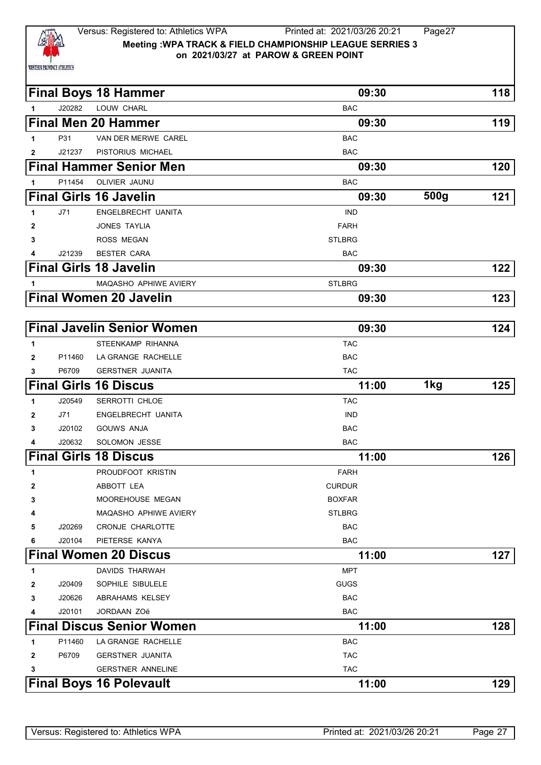## Final Boys 18 Hammer — 09:30 — 118

| # | ID | Name | Club |
|---|---|---|---|
| 1 | J20282 | LOUW CHARL | BAC |

## Final Men 20 Hammer — 09:30 — 119

| # | ID | Name | Club |
|---|---|---|---|
| 1 | P31 | VAN DER MERWE CAREL | BAC |
| 2 | J21237 | PISTORIUS MICHAEL | BAC |

## Final Hammer Senior Men — 09:30 — 120

| # | ID | Name | Club |
|---|---|---|---|
| 1 | P11454 | OLIVIER JAUNU | BAC |

## Final Girls 16 Javelin — 09:30 — 500g — 121

| # | ID | Name | Club |
|---|---|---|---|
| 1 | J71 | ENGELBRECHT UANITA | IND |
| 2 | | JONES TAYLIA | FARH |
| 3 | | ROSS MEGAN | STLBRG |
| 4 | J21239 | BESTER CARA | BAC |

## Final Girls 18 Javelin — 09:30 — 122

| # | ID | Name | Club |
|---|---|---|---|
| 1 | | MAQASHO APHIWE AVIERY | STLBRG |

## Final Women 20 Javelin — 09:30 — 123

## Final Javelin Senior Women — 09:30 — 124

| # | ID | Name | Club |
|---|---|---|---|
| 1 | | STEENKAMP RIHANNA | TAC |
| 2 | P11460 | LA GRANGE RACHELLE | BAC |
| 3 | P6709 | GERSTNER JUANITA | TAC |

## Final Girls 16 Discus — 11:00 — 1kg — 125

| # | ID | Name | Club |
|---|---|---|---|
| 1 | J20549 | SERROTTI CHLOE | TAC |
| 2 | J71 | ENGELBRECHT UANITA | IND |
| 3 | J20102 | GOUWS ANJA | BAC |
| 4 | J20632 | SOLOMON JESSE | BAC |

## Final Girls 18 Discus — 11:00 — 126

| # | ID | Name | Club |
|---|---|---|---|
| 1 | | PROUDFOOT KRISTIN | FARH |
| 2 | | ABBOTT LEA | CURDUR |
| 3 | | MOOREHOUSE MEGAN | BOXFAR |
| 4 | | MAQASHO APHIWE AVIERY | STLBRG |
| 5 | J20269 | CRONJE CHARLOTTE | BAC |
| 6 | J20104 | PIETERSE KANYA | BAC |

## Final Women 20 Discus — 11:00 — 127

| # | ID | Name | Club |
|---|---|---|---|
| 1 | | DAVIDS THARWAH | MPT |
| 2 | J20409 | SOPHILE SIBULELE | GUGS |
| 3 | J20626 | ABRAHAMS KELSEY | BAC |
| 4 | J20101 | JORDAAN ZOë | BAC |

## Final Discus Senior Women — 11:00 — 128

| # | ID | Name | Club |
|---|---|---|---|
| 1 | P11460 | LA GRANGE RACHELLE | BAC |
| 2 | P6709 | GERSTNER JUANITA | TAC |
| 3 | | GERSTNER ANNELINE | TAC |

## Final Boys 16 Polevault — 11:00 — 129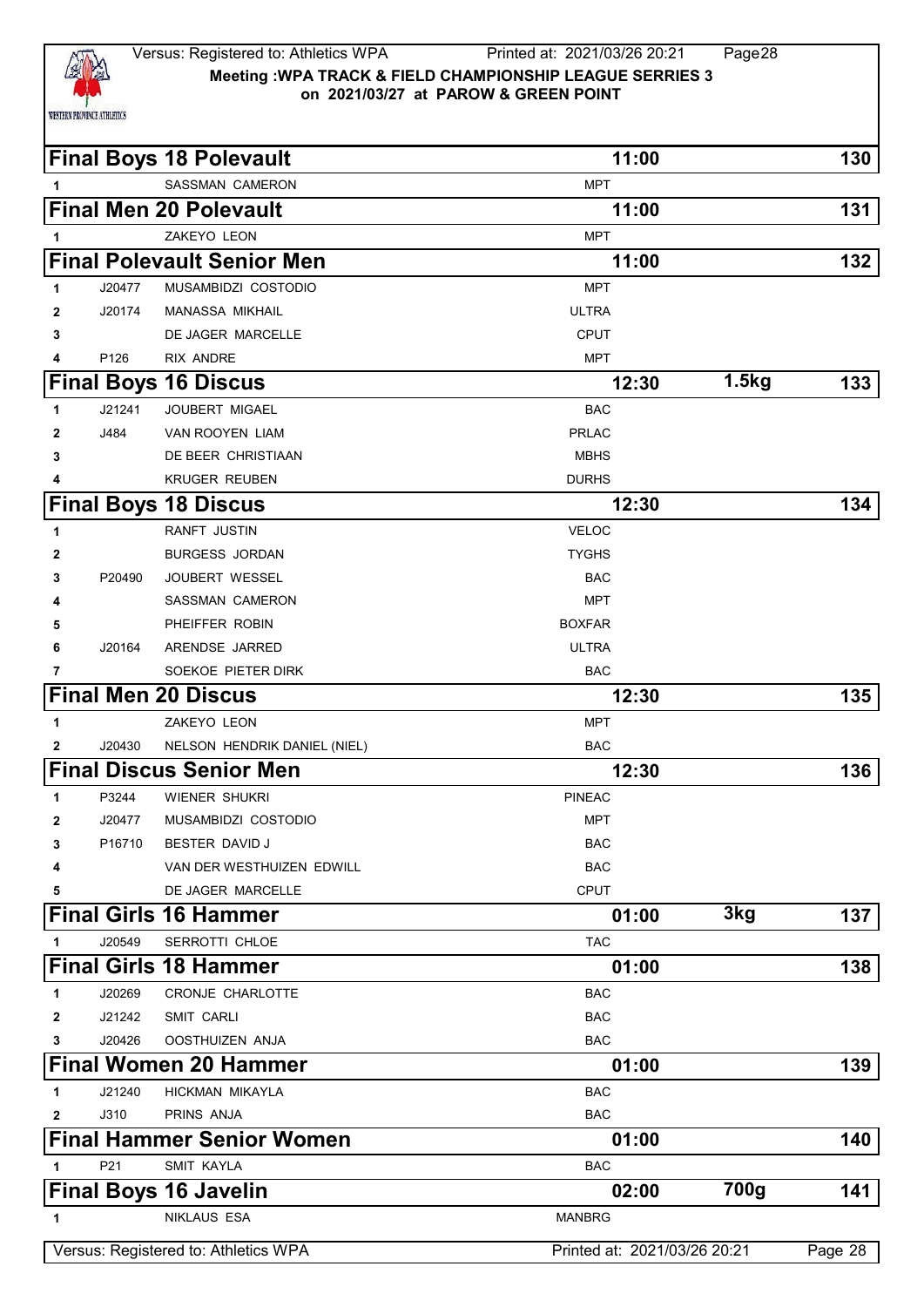Versus: Registered to: Athletics WPA

**Meeting :WPA TRACK & FIELD CHAMPIONSHIP LEAGUE SERRIES 3 on 2021/03/27 at PAROW & GREEN POINT**

## Final Boys 18 Polevault — 11:00 — 130

| | | | |
|---|---|---|---|
| 1 | | SASSMAN CAMERON | MPT |

## Final Men 20 Polevault — 11:00 — 131

| | | | |
|---|---|---|---|
| 1 | | ZAKEYO LEON | MPT |

## Final Polevault Senior Men — 11:00 — 132

| | | | |
|---|---|---|---|
| 1 | J20477 | MUSAMBIDZI COSTODIO | MPT |
| 2 | J20174 | MANASSA MIKHAIL | ULTRA |
| 3 | | DE JAGER MARCELLE | CPUT |
| 4 | P126 | RIX ANDRE | MPT |

## Final Boys 16 Discus — 12:30 — 1.5kg — 133

| | | | |
|---|---|---|---|
| 1 | J21241 | JOUBERT MIGAEL | BAC |
| 2 | J484 | VAN ROOYEN LIAM | PRLAC |
| 3 | | DE BEER CHRISTIAAN | MBHS |
| 4 | | KRUGER REUBEN | DURHS |

## Final Boys 18 Discus — 12:30 — 134

| | | | |
|---|---|---|---|
| 1 | | RANFT JUSTIN | VELOC |
| 2 | | BURGESS JORDAN | TYGHS |
| 3 | P20490 | JOUBERT WESSEL | BAC |
| 4 | | SASSMAN CAMERON | MPT |
| 5 | | PHEIFFER ROBIN | BOXFAR |
| 6 | J20164 | ARENDSE JARRED | ULTRA |
| 7 | | SOEKOE PIETER DIRK | BAC |

## Final Men 20 Discus — 12:30 — 135

| | | | |
|---|---|---|---|
| 1 | | ZAKEYO LEON | MPT |
| 2 | J20430 | NELSON HENDRIK DANIEL (NIEL) | BAC |

## Final Discus Senior Men — 12:30 — 136

| | | | |
|---|---|---|---|
| 1 | P3244 | WIENER SHUKRI | PINEAC |
| 2 | J20477 | MUSAMBIDZI COSTODIO | MPT |
| 3 | P16710 | BESTER DAVID J | BAC |
| 4 | | VAN DER WESTHUIZEN EDWILL | BAC |
| 5 | | DE JAGER MARCELLE | CPUT |

## Final Girls 16 Hammer — 01:00 — 3kg — 137

| | | | |
|---|---|---|---|
| 1 | J20549 | SERROTTI CHLOE | TAC |

## Final Girls 18 Hammer — 01:00 — 138

| | | | |
|---|---|---|---|
| 1 | J20269 | CRONJE CHARLOTTE | BAC |
| 2 | J21242 | SMIT CARLI | BAC |
| 3 | J20426 | OOSTHUIZEN ANJA | BAC |

## Final Women 20 Hammer — 01:00 — 139

| | | | |
|---|---|---|---|
| 1 | J21240 | HICKMAN MIKAYLA | BAC |
| 2 | J310 | PRINS ANJA | BAC |

## Final Hammer Senior Women — 01:00 — 140

| | | | |
|---|---|---|---|
| 1 | P21 | SMIT KAYLA | BAC |

## Final Boys 16 Javelin — 02:00 — 700g — 141

| | | | |
|---|---|---|---|
| 1 | | NIKLAUS ESA | MANBRG |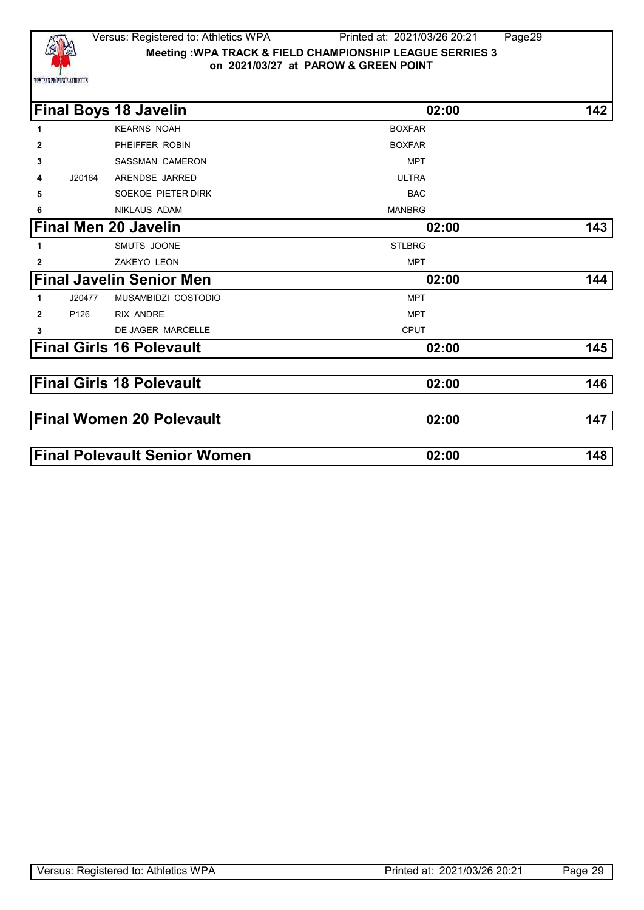## Final Boys 18 Javelin — 02:00 — 142

| | | | |
|---|---|---|---|
| 1 | | KEARNS NOAH | BOXFAR |
| 2 | | PHEIFFER ROBIN | BOXFAR |
| 3 | | SASSMAN CAMERON | MPT |
| 4 | J20164 | ARENDSE JARRED | ULTRA |
| 5 | | SOEKOE PIETER DIRK | BAC |
| 6 | | NIKLAUS ADAM | MANBRG |

## Final Men 20 Javelin — 02:00 — 143

| | | | |
|---|---|---|---|
| 1 | | SMUTS JOONE | STLBRG |
| 2 | | ZAKEYO LEON | MPT |

## Final Javelin Senior Men — 02:00 — 144

| | | | |
|---|---|---|---|
| 1 | J20477 | MUSAMBIDZI COSTODIO | MPT |
| 2 | P126 | RIX ANDRE | MPT |
| 3 | | DE JAGER MARCELLE | CPUT |

## Final Girls 16 Polevault — 02:00 — 145

## Final Girls 18 Polevault — 02:00 — 146

## Final Women 20 Polevault — 02:00 — 147

## Final Polevault Senior Women — 02:00 — 148